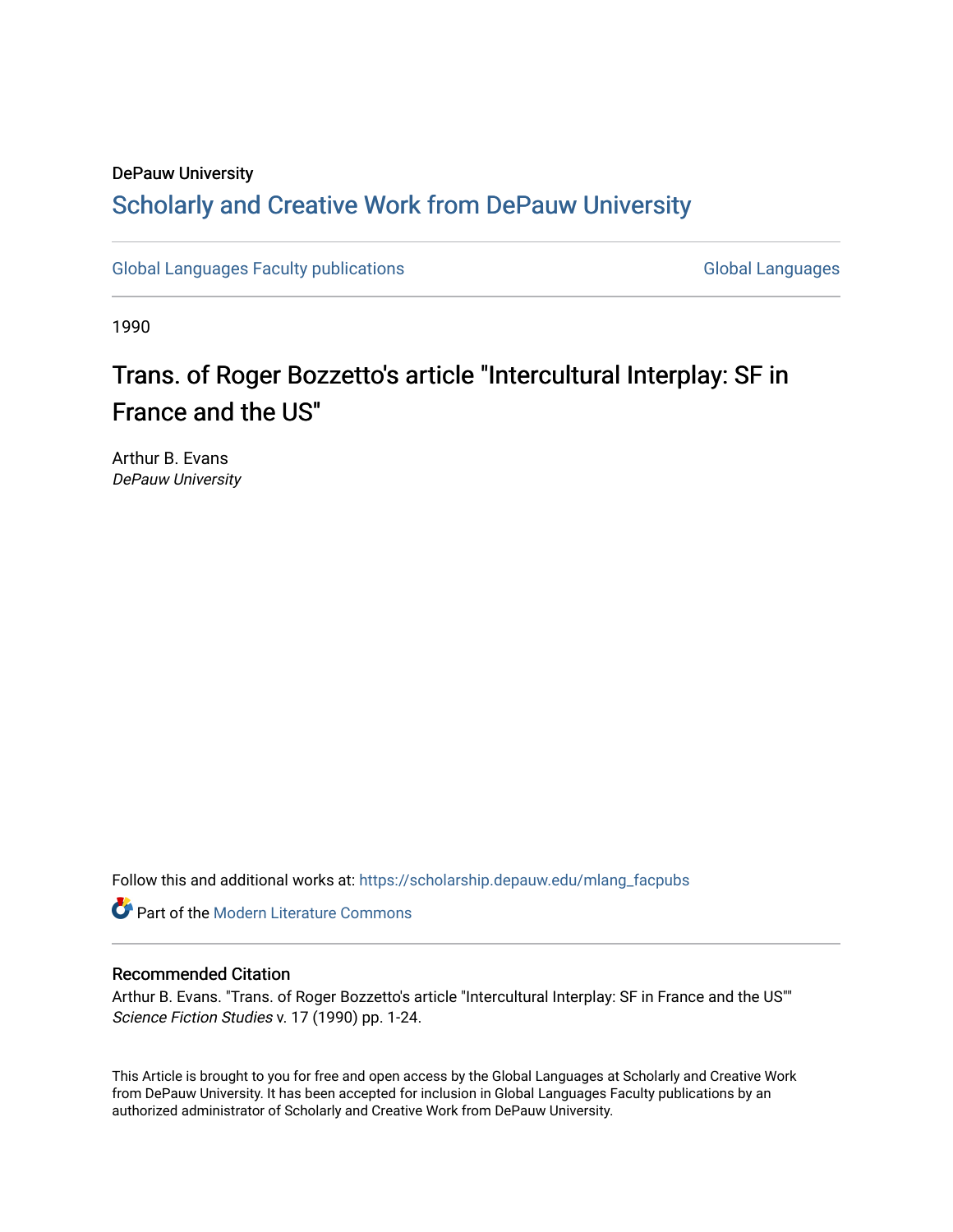DePauw University

## Scholarly and Creative Work from DePauw University

Global Languages Faculty publications

Global Languages

1990

# Trans. of Roger Bozzetto's article "Intercultural Interplay: SF in France and the US"

Arthur B. Evans
*DePauw University*

Follow this and additional works at: https://scholarship.depauw.edu/mlang_facpubs

Part of the Modern Literature Commons

### Recommended Citation

Arthur B. Evans. "Trans. of Roger Bozzetto's article "Intercultural Interplay: SF in France and the US"" *Science Fiction Studies* v. 17 (1990) pp. 1-24.

This Article is brought to you for free and open access by the Global Languages at Scholarly and Creative Work from DePauw University. It has been accepted for inclusion in Global Languages Faculty publications by an authorized administrator of Scholarly and Creative Work from DePauw University.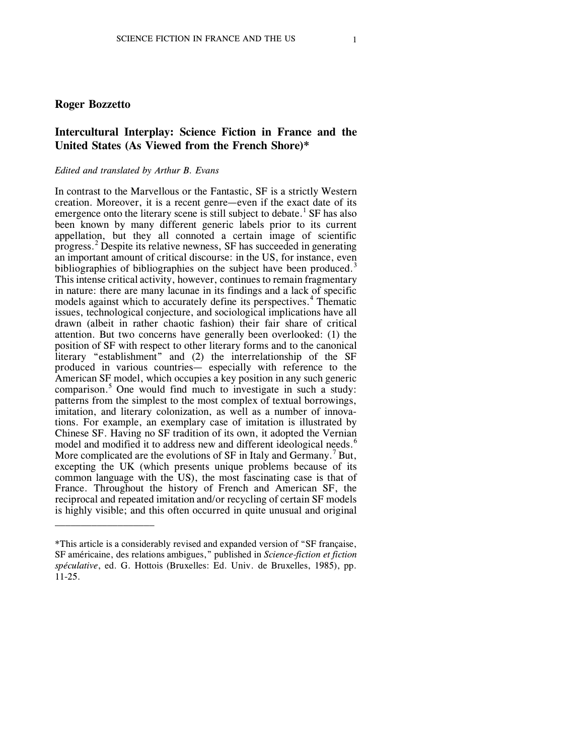**Roger Bozzetto**

## Intercultural Interplay: Science Fiction in France and the United States (As Viewed from the French Shore)*

*Edited and translated by Arthur B. Evans*

In contrast to the Marvellous or the Fantastic, SF is a strictly Western creation. Moreover, it is a recent genre—even if the exact date of its emergence onto the literary scene is still subject to debate.[1] SF has also been known by many different generic labels prior to its current appellation, but they all connoted a certain image of scientific progress.[2] Despite its relative newness, SF has succeeded in generating an important amount of critical discourse: in the US, for instance, even bibliographies of bibliographies on the subject have been produced.[3] This intense critical activity, however, continues to remain fragmentary in nature: there are many lacunae in its findings and a lack of specific models against which to accurately define its perspectives.[4] Thematic issues, technological conjecture, and sociological implications have all drawn (albeit in rather chaotic fashion) their fair share of critical attention. But two concerns have generally been overlooked: (1) the position of SF with respect to other literary forms and to the canonical literary "establishment" and (2) the interrelationship of the SF produced in various countries— especially with reference to the American SF model, which occupies a key position in any such generic comparison.[5] One would find much to investigate in such a study: patterns from the simplest to the most complex of textual borrowings, imitation, and literary colonization, as well as a number of innovations. For example, an exemplary case of imitation is illustrated by Chinese SF. Having no SF tradition of its own, it adopted the Vernian model and modified it to address new and different ideological needs.[6] More complicated are the evolutions of SF in Italy and Germany.[7] But, excepting the UK (which presents unique problems because of its common language with the US), the most fascinating case is that of France. Throughout the history of French and American SF, the reciprocal and repeated imitation and/or recycling of certain SF models is highly visible; and this often occurred in quite unusual and original

---

*This article is a considerably revised and expanded version of "SF française, SF américaine, des relations ambigues," published in *Science-fiction et fiction spéculative*, ed. G. Hottois (Bruxelles: Ed. Univ. de Bruxelles, 1985), pp. 11-25.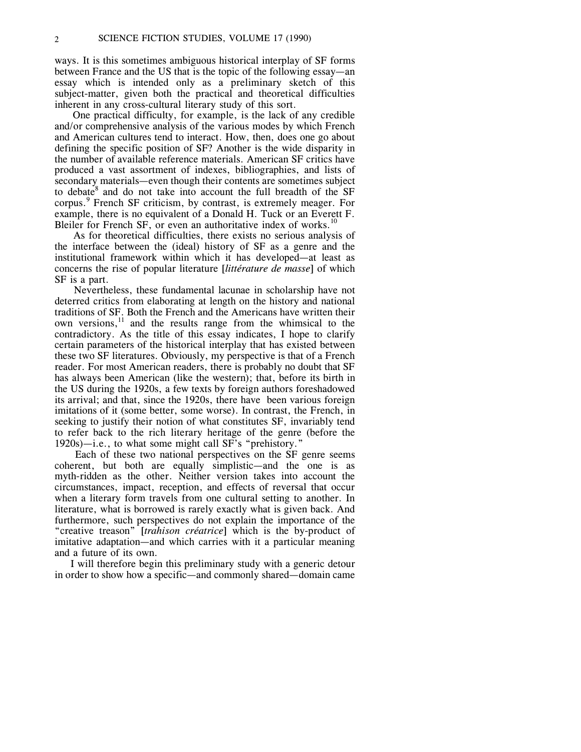ways. It is this sometimes ambiguous historical interplay of SF forms between France and the US that is the topic of the following essay—an essay which is intended only as a preliminary sketch of this subject-matter, given both the practical and theoretical difficulties inherent in any cross-cultural literary study of this sort.

One practical difficulty, for example, is the lack of any credible and/or comprehensive analysis of the various modes by which French and American cultures tend to interact. How, then, does one go about defining the specific position of SF? Another is the wide disparity in the number of available reference materials. American SF critics have produced a vast assortment of indexes, bibliographies, and lists of secondary materials—even though their contents are sometimes subject to debate[8] and do not take into account the full breadth of the SF corpus.[9] French SF criticism, by contrast, is extremely meager. For example, there is no equivalent of a Donald H. Tuck or an Everett F. Bleiler for French SF, or even an authoritative index of works.[10]

As for theoretical difficulties, there exists no serious analysis of the interface between the (ideal) history of SF as a genre and the institutional framework within which it has developed—at least as concerns the rise of popular literature [*littérature de masse*] of which SF is a part.

Nevertheless, these fundamental lacunae in scholarship have not deterred critics from elaborating at length on the history and national traditions of SF. Both the French and the Americans have written their own versions,[11] and the results range from the whimsical to the contradictory. As the title of this essay indicates, I hope to clarify certain parameters of the historical interplay that has existed between these two SF literatures. Obviously, my perspective is that of a French reader. For most American readers, there is probably no doubt that SF has always been American (like the western); that, before its birth in the US during the 1920s, a few texts by foreign authors foreshadowed its arrival; and that, since the 1920s, there have been various foreign imitations of it (some better, some worse). In contrast, the French, in seeking to justify their notion of what constitutes SF, invariably tend to refer back to the rich literary heritage of the genre (before the 1920s)—i.e., to what some might call SF's "prehistory."

Each of these two national perspectives on the SF genre seems coherent, but both are equally simplistic—and the one is as myth-ridden as the other. Neither version takes into account the circumstances, impact, reception, and effects of reversal that occur when a literary form travels from one cultural setting to another. In literature, what is borrowed is rarely exactly what is given back. And furthermore, such perspectives do not explain the importance of the "creative treason" [*trahison créatrice*] which is the by-product of imitative adaptation—and which carries with it a particular meaning and a future of its own.

I will therefore begin this preliminary study with a generic detour in order to show how a specific—and commonly shared—domain came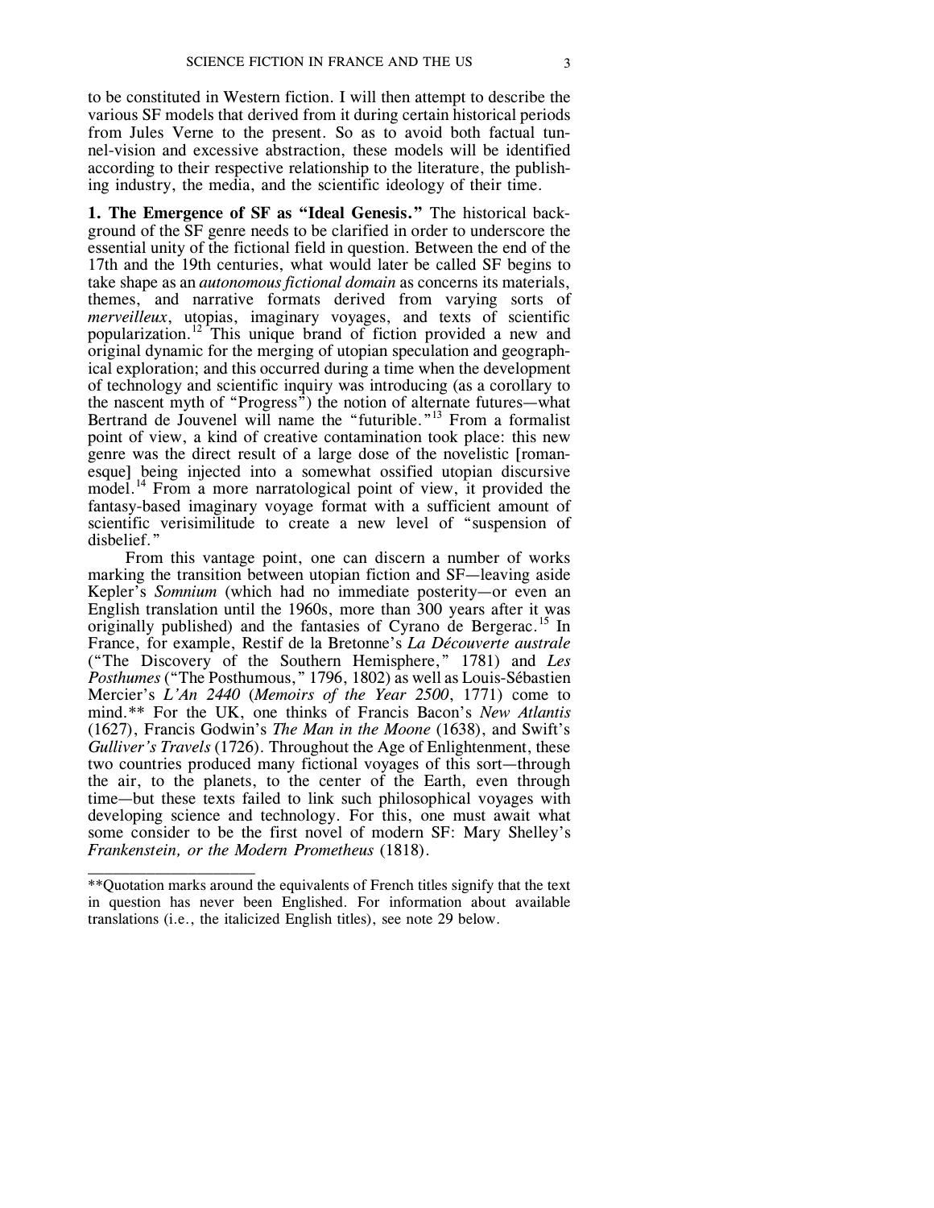to be constituted in Western fiction. I will then attempt to describe the various SF models that derived from it during certain historical periods from Jules Verne to the present. So as to avoid both factual tunnel-vision and excessive abstraction, these models will be identified according to their respective relationship to the literature, the publishing industry, the media, and the scientific ideology of their time.

**1. The Emergence of SF as "Ideal Genesis."** The historical background of the SF genre needs to be clarified in order to underscore the essential unity of the fictional field in question. Between the end of the 17th and the 19th centuries, what would later be called SF begins to take shape as an *autonomous fictional domain* as concerns its materials, themes, and narrative formats derived from varying sorts of *merveilleux*, utopias, imaginary voyages, and texts of scientific popularization.[12] This unique brand of fiction provided a new and original dynamic for the merging of utopian speculation and geographical exploration; and this occurred during a time when the development of technology and scientific inquiry was introducing (as a corollary to the nascent myth of "Progress") the notion of alternate futures—what Bertrand de Jouvenel will name the "futurible."[13] From a formalist point of view, a kind of creative contamination took place: this new genre was the direct result of a large dose of the novelistic [romanesque] being injected into a somewhat ossified utopian discursive model.[14] From a more narratological point of view, it provided the fantasy-based imaginary voyage format with a sufficient amount of scientific verisimilitude to create a new level of "suspension of disbelief."

From this vantage point, one can discern a number of works marking the transition between utopian fiction and SF—leaving aside Kepler's *Somnium* (which had no immediate posterity—or even an English translation until the 1960s, more than 300 years after it was originally published) and the fantasies of Cyrano de Bergerac.[15] In France, for example, Restif de la Bretonne's *La Découverte australe* ("The Discovery of the Southern Hemisphere," 1781) and *Les Posthumes* ("The Posthumous," 1796, 1802) as well as Louis-Sébastien Mercier's *L'An 2440* (*Memoirs of the Year 2500*, 1771) come to mind.** For the UK, one thinks of Francis Bacon's *New Atlantis* (1627), Francis Godwin's *The Man in the Moone* (1638), and Swift's *Gulliver's Travels* (1726). Throughout the Age of Enlightenment, these two countries produced many fictional voyages of this sort—through the air, to the planets, to the center of the Earth, even through time—but these texts failed to link such philosophical voyages with developing science and technology. For this, one must await what some consider to be the first novel of modern SF: Mary Shelley's *Frankenstein, or the Modern Prometheus* (1818).

---

**Quotation marks around the equivalents of French titles signify that the text in question has never been Englished. For information about available translations (i.e., the italicized English titles), see note 29 below.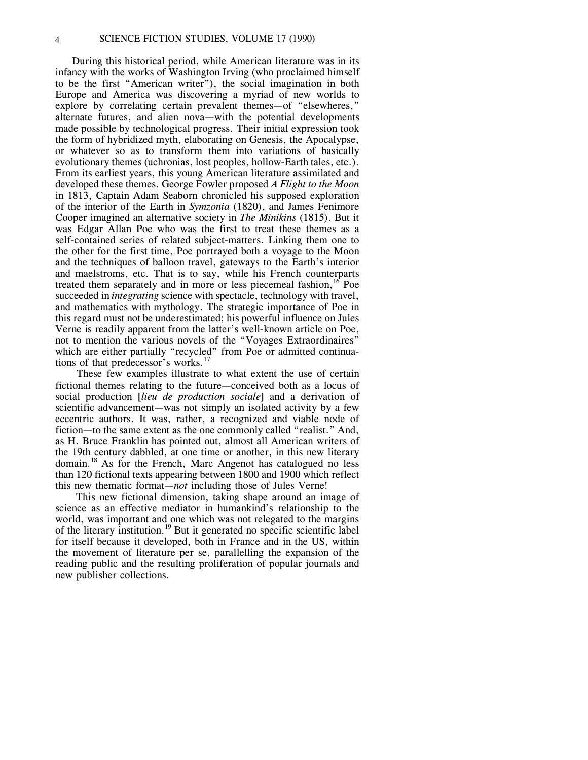During this historical period, while American literature was in its infancy with the works of Washington Irving (who proclaimed himself to be the first "American writer"), the social imagination in both Europe and America was discovering a myriad of new worlds to explore by correlating certain prevalent themes—of "elsewheres," alternate futures, and alien nova—with the potential developments made possible by technological progress. Their initial expression took the form of hybridized myth, elaborating on Genesis, the Apocalypse, or whatever so as to transform them into variations of basically evolutionary themes (uchronias, lost peoples, hollow-Earth tales, etc.). From its earliest years, this young American literature assimilated and developed these themes. George Fowler proposed *A Flight to the Moon* in 1813, Captain Adam Seaborn chronicled his supposed exploration of the interior of the Earth in *Symzonia* (1820), and James Fenimore Cooper imagined an alternative society in *The Minikins* (1815). But it was Edgar Allan Poe who was the first to treat these themes as a self-contained series of related subject-matters. Linking them one to the other for the first time, Poe portrayed both a voyage to the Moon and the techniques of balloon travel, gateways to the Earth's interior and maelstroms, etc. That is to say, while his French counterparts treated them separately and in more or less piecemeal fashion,[16] Poe succeeded in *integrating* science with spectacle, technology with travel, and mathematics with mythology. The strategic importance of Poe in this regard must not be underestimated; his powerful influence on Jules Verne is readily apparent from the latter's well-known article on Poe, not to mention the various novels of the "Voyages Extraordinaires" which are either partially "recycled" from Poe or admitted continuations of that predecessor's works.[17]

These few examples illustrate to what extent the use of certain fictional themes relating to the future—conceived both as a locus of social production [*lieu de production sociale*] and a derivation of scientific advancement—was not simply an isolated activity by a few eccentric authors. It was, rather, a recognized and viable node of fiction—to the same extent as the one commonly called "realist." And, as H. Bruce Franklin has pointed out, almost all American writers of the 19th century dabbled, at one time or another, in this new literary domain.[18] As for the French, Marc Angenot has catalogued no less than 120 fictional texts appearing between 1800 and 1900 which reflect this new thematic format—*not* including those of Jules Verne!

This new fictional dimension, taking shape around an image of science as an effective mediator in humankind's relationship to the world, was important and one which was not relegated to the margins of the literary institution.[19] But it generated no specific scientific label for itself because it developed, both in France and in the US, within the movement of literature per se, parallelling the expansion of the reading public and the resulting proliferation of popular journals and new publisher collections.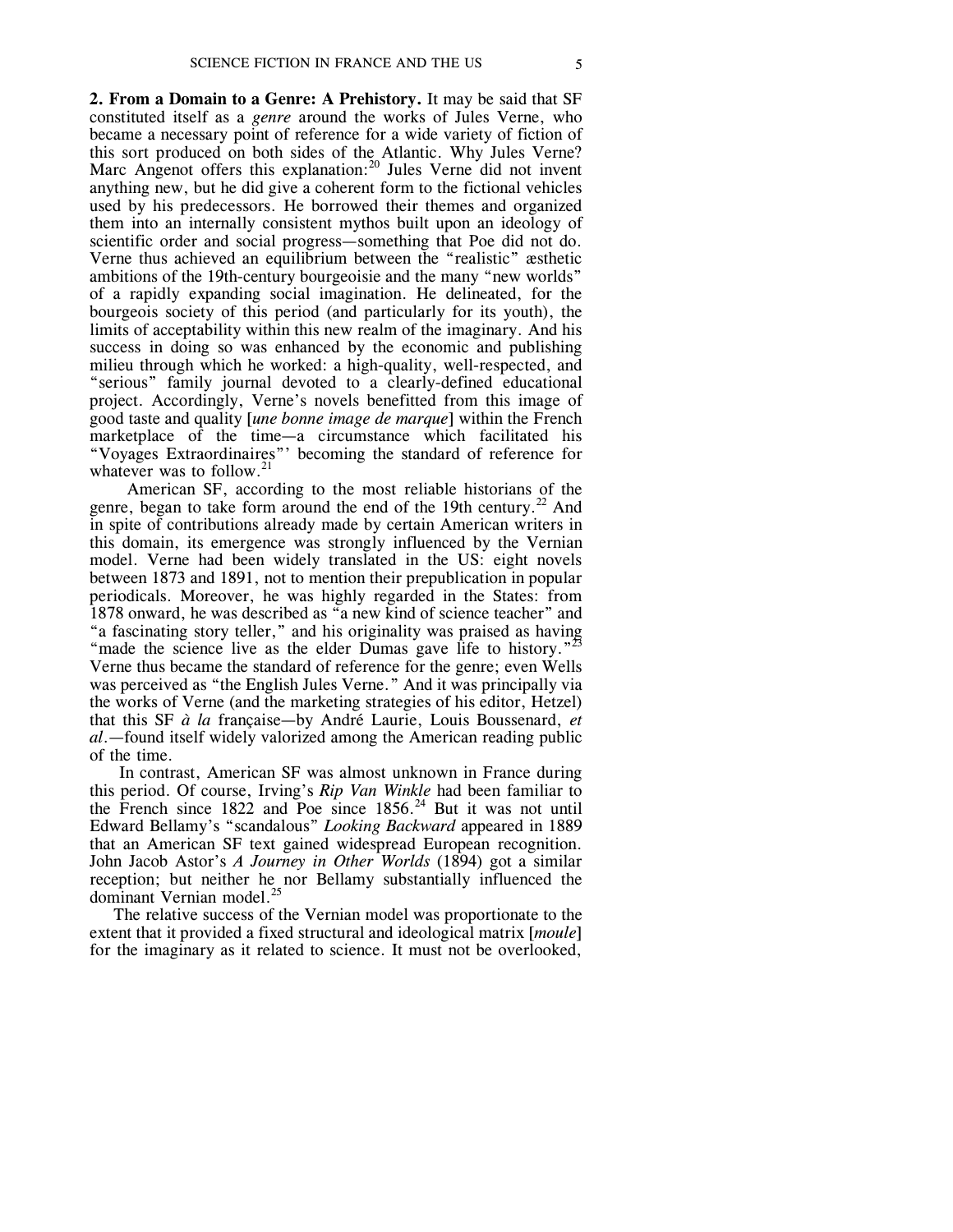**2. From a Domain to a Genre: A Prehistory.** It may be said that SF constituted itself as a *genre* around the works of Jules Verne, who became a necessary point of reference for a wide variety of fiction of this sort produced on both sides of the Atlantic. Why Jules Verne? Marc Angenot offers this explanation:[20] Jules Verne did not invent anything new, but he did give a coherent form to the fictional vehicles used by his predecessors. He borrowed their themes and organized them into an internally consistent mythos built upon an ideology of scientific order and social progress—something that Poe did not do. Verne thus achieved an equilibrium between the "realistic" æsthetic ambitions of the 19th-century bourgeoisie and the many "new worlds" of a rapidly expanding social imagination. He delineated, for the bourgeois society of this period (and particularly for its youth), the limits of acceptability within this new realm of the imaginary. And his success in doing so was enhanced by the economic and publishing milieu through which he worked: a high-quality, well-respected, and "serious" family journal devoted to a clearly-defined educational project. Accordingly, Verne's novels benefitted from this image of good taste and quality [*une bonne image de marque*] within the French marketplace of the time—a circumstance which facilitated his "Voyages Extraordinaires"' becoming the standard of reference for whatever was to follow.[21]

American SF, according to the most reliable historians of the genre, began to take form around the end of the 19th century.[22] And in spite of contributions already made by certain American writers in this domain, its emergence was strongly influenced by the Vernian model. Verne had been widely translated in the US: eight novels between 1873 and 1891, not to mention their prepublication in popular periodicals. Moreover, he was highly regarded in the States: from 1878 onward, he was described as "a new kind of science teacher" and "a fascinating story teller," and his originality was praised as having "made the science live as the elder Dumas gave life to history."[23] Verne thus became the standard of reference for the genre; even Wells was perceived as "the English Jules Verne." And it was principally via the works of Verne (and the marketing strategies of his editor, Hetzel) that this SF *à la* française—by André Laurie, Louis Boussenard, *et al*.—found itself widely valorized among the American reading public of the time.

In contrast, American SF was almost unknown in France during this period. Of course, Irving's *Rip Van Winkle* had been familiar to the French since 1822 and Poe since 1856.[24] But it was not until Edward Bellamy's "scandalous" *Looking Backward* appeared in 1889 that an American SF text gained widespread European recognition. John Jacob Astor's *A Journey in Other Worlds* (1894) got a similar reception; but neither he nor Bellamy substantially influenced the dominant Vernian model.[25]

The relative success of the Vernian model was proportionate to the extent that it provided a fixed structural and ideological matrix [*moule*] for the imaginary as it related to science. It must not be overlooked,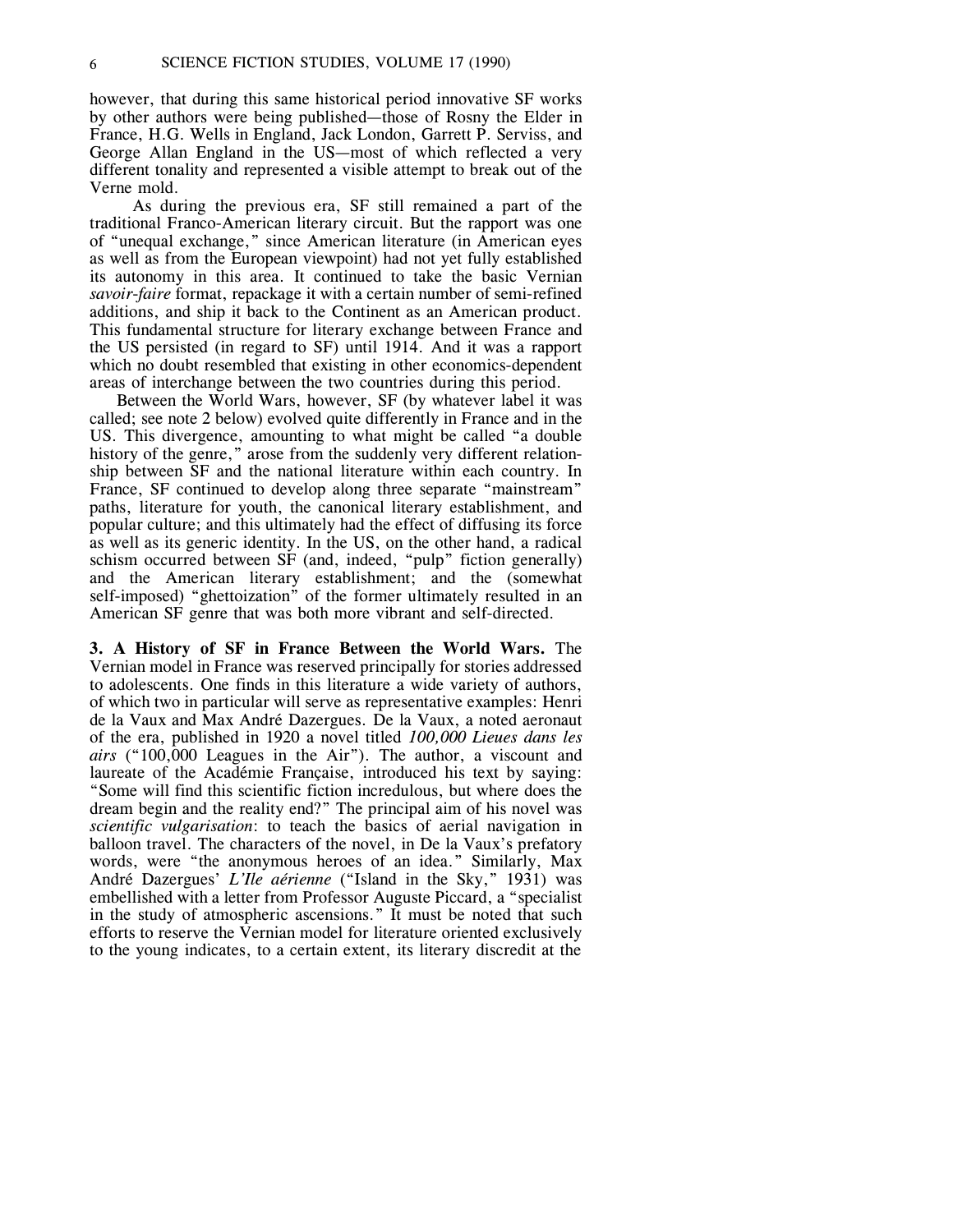however, that during this same historical period innovative SF works by other authors were being published—those of Rosny the Elder in France, H.G. Wells in England, Jack London, Garrett P. Serviss, and George Allan England in the US—most of which reflected a very different tonality and represented a visible attempt to break out of the Verne mold.

As during the previous era, SF still remained a part of the traditional Franco-American literary circuit. But the rapport was one of "unequal exchange," since American literature (in American eyes as well as from the European viewpoint) had not yet fully established its autonomy in this area. It continued to take the basic Vernian *savoir-faire* format, repackage it with a certain number of semi-refined additions, and ship it back to the Continent as an American product. This fundamental structure for literary exchange between France and the US persisted (in regard to SF) until 1914. And it was a rapport which no doubt resembled that existing in other economics-dependent areas of interchange between the two countries during this period.

Between the World Wars, however, SF (by whatever label it was called; see note 2 below) evolved quite differently in France and in the US. This divergence, amounting to what might be called "a double history of the genre," arose from the suddenly very different relationship between SF and the national literature within each country. In France, SF continued to develop along three separate "mainstream" paths, literature for youth, the canonical literary establishment, and popular culture; and this ultimately had the effect of diffusing its force as well as its generic identity. In the US, on the other hand, a radical schism occurred between SF (and, indeed, "pulp" fiction generally) and the American literary establishment; and the (somewhat self-imposed) "ghettoization" of the former ultimately resulted in an American SF genre that was both more vibrant and self-directed.

**3. A History of SF in France Between the World Wars.** The Vernian model in France was reserved principally for stories addressed to adolescents. One finds in this literature a wide variety of authors, of which two in particular will serve as representative examples: Henri de la Vaux and Max André Dazergues. De la Vaux, a noted aeronaut of the era, published in 1920 a novel titled *100,000 Lieues dans les airs* ("100,000 Leagues in the Air"). The author, a viscount and laureate of the Académie Française, introduced his text by saying: "Some will find this scientific fiction incredulous, but where does the dream begin and the reality end?" The principal aim of his novel was *scientific vulgarisation*: to teach the basics of aerial navigation in balloon travel. The characters of the novel, in De la Vaux's prefatory words, were "the anonymous heroes of an idea." Similarly, Max André Dazergues' *L'Ile aérienne* ("Island in the Sky," 1931) was embellished with a letter from Professor Auguste Piccard, a "specialist in the study of atmospheric ascensions." It must be noted that such efforts to reserve the Vernian model for literature oriented exclusively to the young indicates, to a certain extent, its literary discredit at the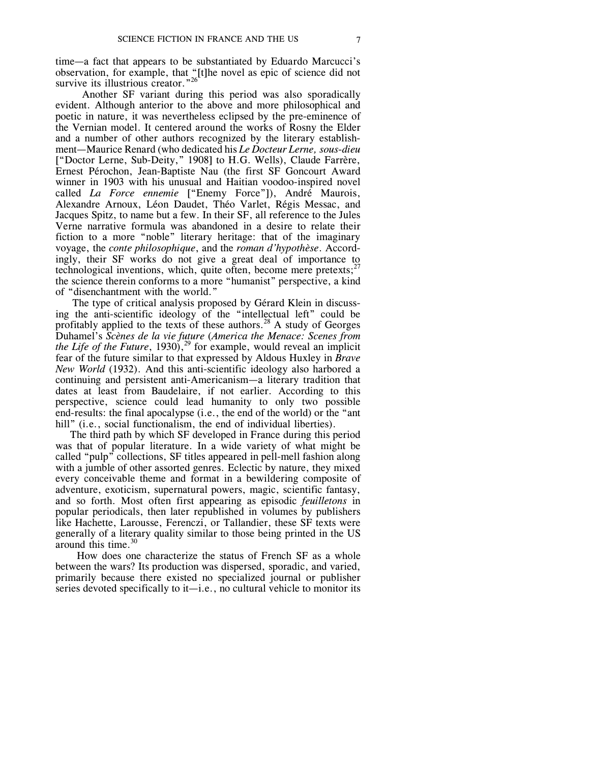time—a fact that appears to be substantiated by Eduardo Marcucci's observation, for example, that "[t]he novel as epic of science did not survive its illustrious creator."[26]

Another SF variant during this period was also sporadically evident. Although anterior to the above and more philosophical and poetic in nature, it was nevertheless eclipsed by the pre-eminence of the Vernian model. It centered around the works of Rosny the Elder and a number of other authors recognized by the literary establishment—Maurice Renard (who dedicated his *Le Docteur Lerne, sous-dieu* ["Doctor Lerne, Sub-Deity," 1908] to H.G. Wells), Claude Farrère, Ernest Pérochon, Jean-Baptiste Nau (the first SF Goncourt Award winner in 1903 with his unusual and Haitian voodoo-inspired novel called *La Force ennemie* ["Enemy Force"]), André Maurois, Alexandre Arnoux, Léon Daudet, Théo Varlet, Régis Messac, and Jacques Spitz, to name but a few. In their SF, all reference to the Jules Verne narrative formula was abandoned in a desire to relate their fiction to a more "noble" literary heritage: that of the imaginary voyage, the *conte philosophique*, and the *roman d'hypothèse*. Accordingly, their SF works do not give a great deal of importance to technological inventions, which, quite often, become mere pretexts;[27] the science therein conforms to a more "humanist" perspective, a kind of "disenchantment with the world."

The type of critical analysis proposed by Gérard Klein in discussing the anti-scientific ideology of the "intellectual left" could be profitably applied to the texts of these authors.[28] A study of Georges Duhamel's *Scènes de la vie future* (*America the Menace: Scenes from the Life of the Future*, 1930),[29] for example, would reveal an implicit fear of the future similar to that expressed by Aldous Huxley in *Brave New World* (1932). And this anti-scientific ideology also harbored a continuing and persistent anti-Americanism—a literary tradition that dates at least from Baudelaire, if not earlier. According to this perspective, science could lead humanity to only two possible end-results: the final apocalypse (i.e., the end of the world) or the "ant hill" (i.e., social functionalism, the end of individual liberties).

The third path by which SF developed in France during this period was that of popular literature. In a wide variety of what might be called "pulp" collections, SF titles appeared in pell-mell fashion along with a jumble of other assorted genres. Eclectic by nature, they mixed every conceivable theme and format in a bewildering composite of adventure, exoticism, supernatural powers, magic, scientific fantasy, and so forth. Most often first appearing as episodic *feuilletons* in popular periodicals, then later republished in volumes by publishers like Hachette, Larousse, Ferenczi, or Tallandier, these SF texts were generally of a literary quality similar to those being printed in the US around this time.[30]

How does one characterize the status of French SF as a whole between the wars? Its production was dispersed, sporadic, and varied, primarily because there existed no specialized journal or publisher series devoted specifically to it—i.e., no cultural vehicle to monitor its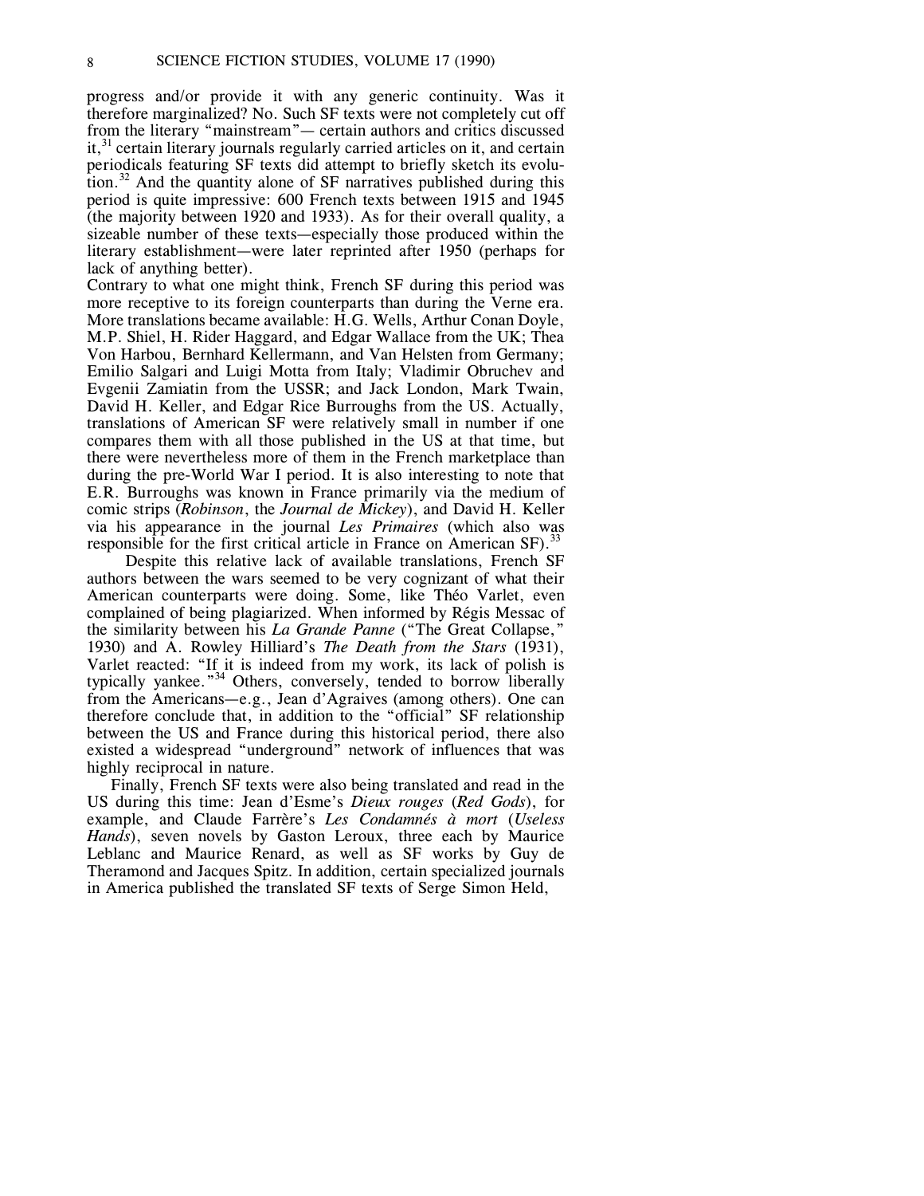progress and/or provide it with any generic continuity. Was it therefore marginalized? No. Such SF texts were not completely cut off from the literary "mainstream"— certain authors and critics discussed it,[31] certain literary journals regularly carried articles on it, and certain periodicals featuring SF texts did attempt to briefly sketch its evolution.[32] And the quantity alone of SF narratives published during this period is quite impressive: 600 French texts between 1915 and 1945 (the majority between 1920 and 1933). As for their overall quality, a sizeable number of these texts—especially those produced within the literary establishment—were later reprinted after 1950 (perhaps for lack of anything better).

Contrary to what one might think, French SF during this period was more receptive to its foreign counterparts than during the Verne era. More translations became available: H.G. Wells, Arthur Conan Doyle, M.P. Shiel, H. Rider Haggard, and Edgar Wallace from the UK; Thea Von Harbou, Bernhard Kellermann, and Van Helsten from Germany; Emilio Salgari and Luigi Motta from Italy; Vladimir Obruchev and Evgenii Zamiatin from the USSR; and Jack London, Mark Twain, David H. Keller, and Edgar Rice Burroughs from the US. Actually, translations of American SF were relatively small in number if one compares them with all those published in the US at that time, but there were nevertheless more of them in the French marketplace than during the pre-World War I period. It is also interesting to note that E.R. Burroughs was known in France primarily via the medium of comic strips (*Robinson*, the *Journal de Mickey*), and David H. Keller via his appearance in the journal *Les Primaires* (which also was responsible for the first critical article in France on American SF).[33]

Despite this relative lack of available translations, French SF authors between the wars seemed to be very cognizant of what their American counterparts were doing. Some, like Théo Varlet, even complained of being plagiarized. When informed by Régis Messac of the similarity between his *La Grande Panne* ("The Great Collapse," 1930) and A. Rowley Hilliard's *The Death from the Stars* (1931), Varlet reacted: "If it is indeed from my work, its lack of polish is typically yankee."[34] Others, conversely, tended to borrow liberally from the Americans—e.g., Jean d'Agraives (among others). One can therefore conclude that, in addition to the "official" SF relationship between the US and France during this historical period, there also existed a widespread "underground" network of influences that was highly reciprocal in nature.

Finally, French SF texts were also being translated and read in the US during this time: Jean d'Esme's *Dieux rouges* (*Red Gods*), for example, and Claude Farrère's *Les Condamnés à mort* (*Useless Hands*), seven novels by Gaston Leroux, three each by Maurice Leblanc and Maurice Renard, as well as SF works by Guy de Theramond and Jacques Spitz. In addition, certain specialized journals in America published the translated SF texts of Serge Simon Held,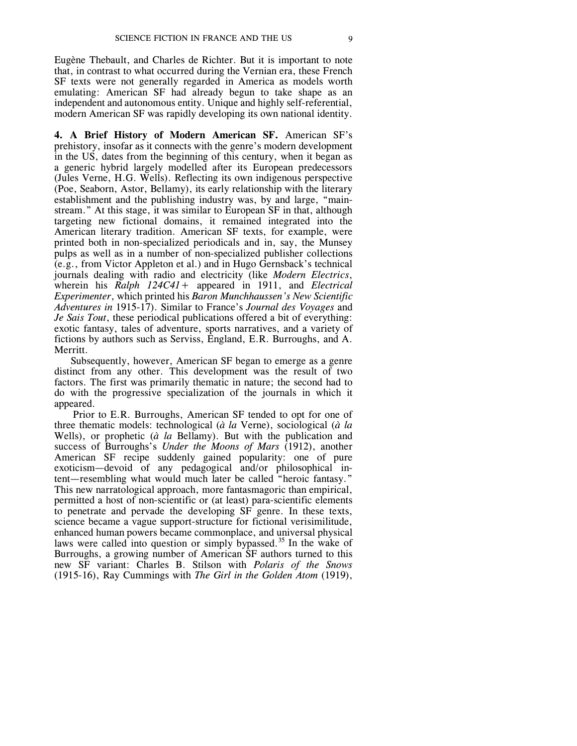Eugène Thebault, and Charles de Richter. But it is important to note that, in contrast to what occurred during the Vernian era, these French SF texts were not generally regarded in America as models worth emulating: American SF had already begun to take shape as an independent and autonomous entity. Unique and highly self-referential, modern American SF was rapidly developing its own national identity.

**4. A Brief History of Modern American SF.** American SF's prehistory, insofar as it connects with the genre's modern development in the US, dates from the beginning of this century, when it began as a generic hybrid largely modelled after its European predecessors (Jules Verne, H.G. Wells). Reflecting its own indigenous perspective (Poe, Seaborn, Astor, Bellamy), its early relationship with the literary establishment and the publishing industry was, by and large, "mainstream." At this stage, it was similar to European SF in that, although targeting new fictional domains, it remained integrated into the American literary tradition. American SF texts, for example, were printed both in non-specialized periodicals and in, say, the Munsey pulps as well as in a number of non-specialized publisher collections (e.g., from Victor Appleton et al.) and in Hugo Gernsback's technical journals dealing with radio and electricity (like *Modern Electrics*, wherein his *Ralph 124C41+* appeared in 1911, and *Electrical Experimenter*, which printed his *Baron Munchhaussen's New Scientific Adventures in* 1915-17). Similar to France's *Journal des Voyages* and *Je Sais Tout*, these periodical publications offered a bit of everything: exotic fantasy, tales of adventure, sports narratives, and a variety of fictions by authors such as Serviss, England, E.R. Burroughs, and A. Merritt.

Subsequently, however, American SF began to emerge as a genre distinct from any other. This development was the result of two factors. The first was primarily thematic in nature; the second had to do with the progressive specialization of the journals in which it appeared.

Prior to E.R. Burroughs, American SF tended to opt for one of three thematic models: technological (*à la* Verne), sociological (*à la* Wells), or prophetic (*à la* Bellamy). But with the publication and success of Burroughs's *Under the Moons of Mars* (1912), another American SF recipe suddenly gained popularity: one of pure exoticism—devoid of any pedagogical and/or philosophical intent—resembling what would much later be called "heroic fantasy." This new narratological approach, more fantasmagoric than empirical, permitted a host of non-scientific or (at least) para-scientific elements to penetrate and pervade the developing SF genre. In these texts, science became a vague support-structure for fictional verisimilitude, enhanced human powers became commonplace, and universal physical laws were called into question or simply bypassed.[35] In the wake of Burroughs, a growing number of American SF authors turned to this new SF variant: Charles B. Stilson with *Polaris of the Snows* (1915-16), Ray Cummings with *The Girl in the Golden Atom* (1919),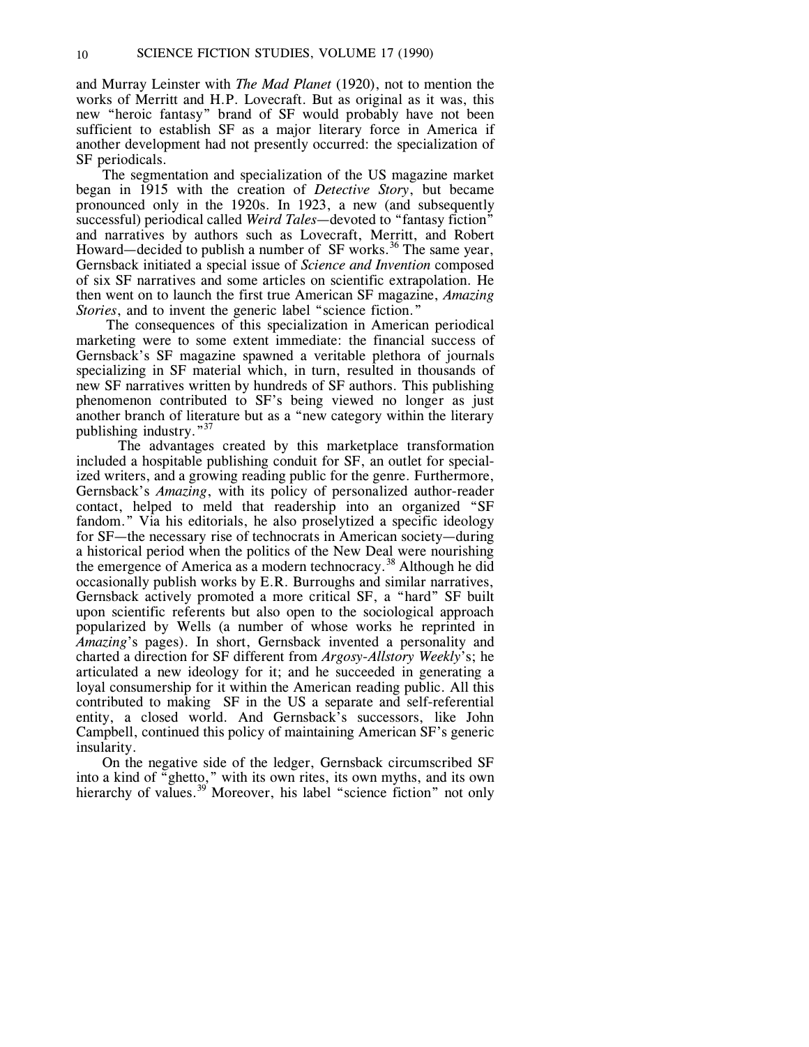and Murray Leinster with *The Mad Planet* (1920), not to mention the works of Merritt and H.P. Lovecraft. But as original as it was, this new "heroic fantasy" brand of SF would probably have not been sufficient to establish SF as a major literary force in America if another development had not presently occurred: the specialization of SF periodicals.

The segmentation and specialization of the US magazine market began in 1915 with the creation of *Detective Story*, but became pronounced only in the 1920s. In 1923, a new (and subsequently successful) periodical called *Weird Tales*—devoted to "fantasy fiction" and narratives by authors such as Lovecraft, Merritt, and Robert Howard—decided to publish a number of SF works.[36] The same year, Gernsback initiated a special issue of *Science and Invention* composed of six SF narratives and some articles on scientific extrapolation. He then went on to launch the first true American SF magazine, *Amazing Stories*, and to invent the generic label "science fiction."

The consequences of this specialization in American periodical marketing were to some extent immediate: the financial success of Gernsback's SF magazine spawned a veritable plethora of journals specializing in SF material which, in turn, resulted in thousands of new SF narratives written by hundreds of SF authors. This publishing phenomenon contributed to SF's being viewed no longer as just another branch of literature but as a "new category within the literary publishing industry."[37]

The advantages created by this marketplace transformation included a hospitable publishing conduit for SF, an outlet for specialized writers, and a growing reading public for the genre. Furthermore, Gernsback's *Amazing*, with its policy of personalized author-reader contact, helped to meld that readership into an organized "SF fandom." Via his editorials, he also proselytized a specific ideology for SF—the necessary rise of technocrats in American society—during a historical period when the politics of the New Deal were nourishing the emergence of America as a modern technocracy.[38] Although he did occasionally publish works by E.R. Burroughs and similar narratives, Gernsback actively promoted a more critical SF, a "hard" SF built upon scientific referents but also open to the sociological approach popularized by Wells (a number of whose works he reprinted in *Amazing*'s pages). In short, Gernsback invented a personality and charted a direction for SF different from *Argosy-Allstory Weekly*'s; he articulated a new ideology for it; and he succeeded in generating a loyal consumership for it within the American reading public. All this contributed to making SF in the US a separate and self-referential entity, a closed world. And Gernsback's successors, like John Campbell, continued this policy of maintaining American SF's generic insularity.

On the negative side of the ledger, Gernsback circumscribed SF into a kind of "ghetto," with its own rites, its own myths, and its own hierarchy of values.[39] Moreover, his label "science fiction" not only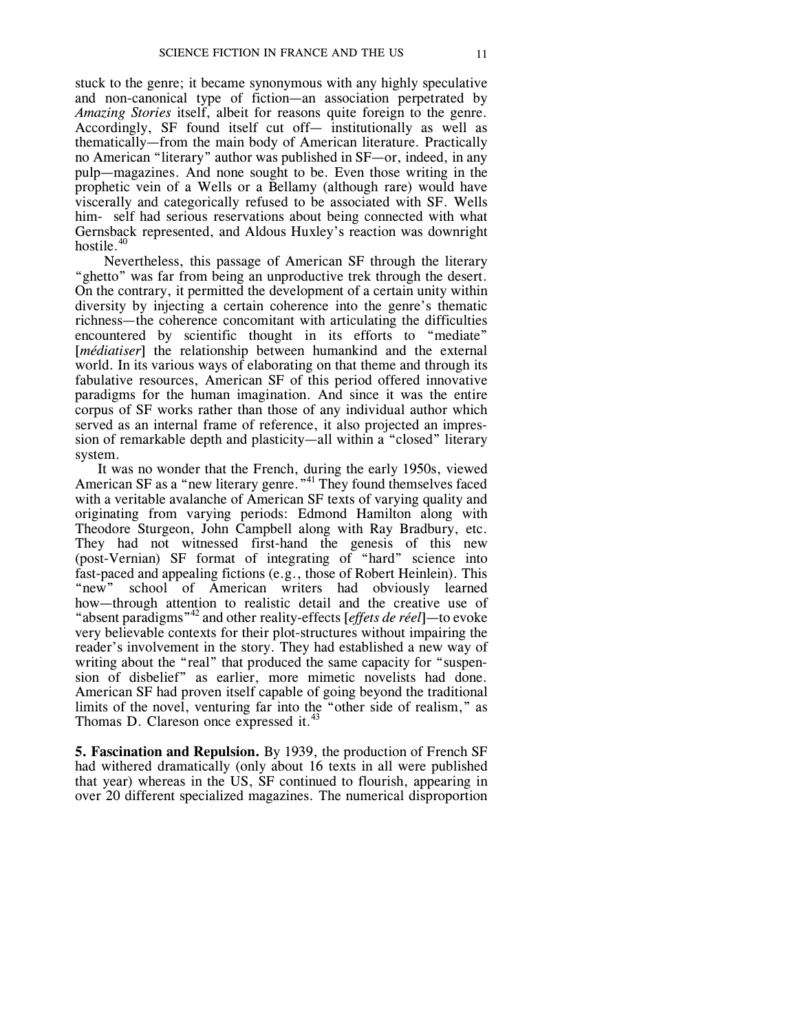stuck to the genre; it became synonymous with any highly speculative and non-canonical type of fiction—an association perpetrated by *Amazing Stories* itself, albeit for reasons quite foreign to the genre. Accordingly, SF found itself cut off— institutionally as well as thematically—from the main body of American literature. Practically no American "literary" author was published in SF—or, indeed, in any pulp—magazines. And none sought to be. Even those writing in the prophetic vein of a Wells or a Bellamy (although rare) would have viscerally and categorically refused to be associated with SF. Wells himself had serious reservations about being connected with what Gernsback represented, and Aldous Huxley's reaction was downright hostile.[40]

Nevertheless, this passage of American SF through the literary "ghetto" was far from being an unproductive trek through the desert. On the contrary, it permitted the development of a certain unity within diversity by injecting a certain coherence into the genre's thematic richness—the coherence concomitant with articulating the difficulties encountered by scientific thought in its efforts to "mediate" [*médiatiser*] the relationship between humankind and the external world. In its various ways of elaborating on that theme and through its fabulative resources, American SF of this period offered innovative paradigms for the human imagination. And since it was the entire corpus of SF works rather than those of any individual author which served as an internal frame of reference, it also projected an impression of remarkable depth and plasticity—all within a "closed" literary system.

It was no wonder that the French, during the early 1950s, viewed American SF as a "new literary genre."[41] They found themselves faced with a veritable avalanche of American SF texts of varying quality and originating from varying periods: Edmond Hamilton along with Theodore Sturgeon, John Campbell along with Ray Bradbury, etc. They had not witnessed first-hand the genesis of this new (post-Vernian) SF format of integrating of "hard" science into fast-paced and appealing fictions (e.g., those of Robert Heinlein). This "new" school of American writers had obviously learned how—through attention to realistic detail and the creative use of "absent paradigms"[42] and other reality-effects [*effets de réel*]—to evoke very believable contexts for their plot-structures without impairing the reader's involvement in the story. They had established a new way of writing about the "real" that produced the same capacity for "suspension of disbelief" as earlier, more mimetic novelists had done. American SF had proven itself capable of going beyond the traditional limits of the novel, venturing far into the "other side of realism," as Thomas D. Clareson once expressed it.[43]

**5. Fascination and Repulsion.** By 1939, the production of French SF had withered dramatically (only about 16 texts in all were published that year) whereas in the US, SF continued to flourish, appearing in over 20 different specialized magazines. The numerical disproportion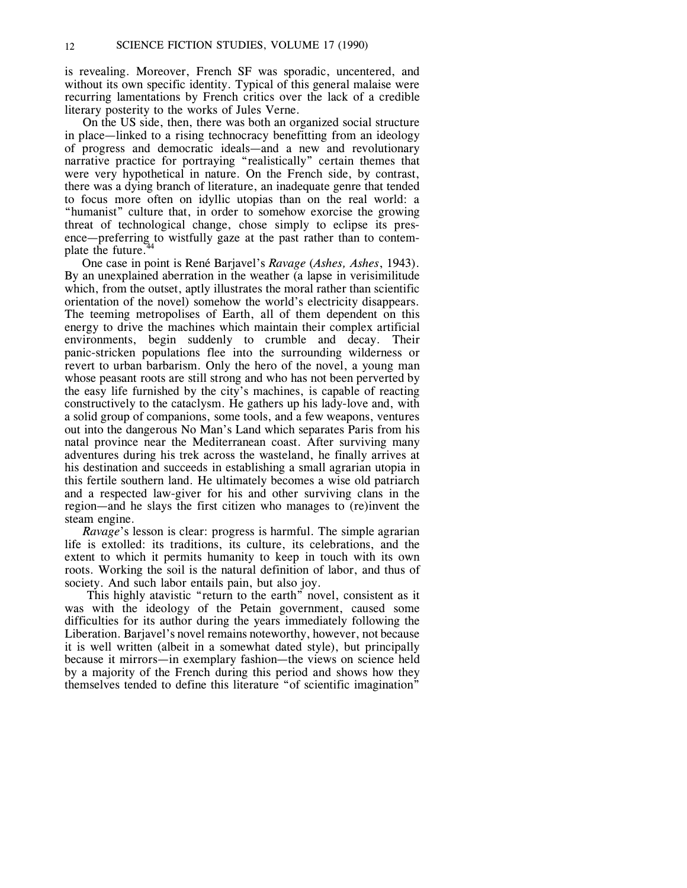is revealing. Moreover, French SF was sporadic, uncentered, and without its own specific identity. Typical of this general malaise were recurring lamentations by French critics over the lack of a credible literary posterity to the works of Jules Verne.

On the US side, then, there was both an organized social structure in place—linked to a rising technocracy benefitting from an ideology of progress and democratic ideals—and a new and revolutionary narrative practice for portraying "realistically" certain themes that were very hypothetical in nature. On the French side, by contrast, there was a dying branch of literature, an inadequate genre that tended to focus more often on idyllic utopias than on the real world: a "humanist" culture that, in order to somehow exorcise the growing threat of technological change, chose simply to eclipse its presence—preferring to wistfully gaze at the past rather than to contemplate the future.[44]

One case in point is René Barjavel's *Ravage* (*Ashes, Ashes*, 1943). By an unexplained aberration in the weather (a lapse in verisimilitude which, from the outset, aptly illustrates the moral rather than scientific orientation of the novel) somehow the world's electricity disappears. The teeming metropolises of Earth, all of them dependent on this energy to drive the machines which maintain their complex artificial environments, begin suddenly to crumble and decay. Their panic-stricken populations flee into the surrounding wilderness or revert to urban barbarism. Only the hero of the novel, a young man whose peasant roots are still strong and who has not been perverted by the easy life furnished by the city's machines, is capable of reacting constructively to the cataclysm. He gathers up his lady-love and, with a solid group of companions, some tools, and a few weapons, ventures out into the dangerous No Man's Land which separates Paris from his natal province near the Mediterranean coast. After surviving many adventures during his trek across the wasteland, he finally arrives at his destination and succeeds in establishing a small agrarian utopia in this fertile southern land. He ultimately becomes a wise old patriarch and a respected law-giver for his and other surviving clans in the region—and he slays the first citizen who manages to (re)invent the steam engine.

*Ravage*'s lesson is clear: progress is harmful. The simple agrarian life is extolled: its traditions, its culture, its celebrations, and the extent to which it permits humanity to keep in touch with its own roots. Working the soil is the natural definition of labor, and thus of society. And such labor entails pain, but also joy.

This highly atavistic "return to the earth" novel, consistent as it was with the ideology of the Petain government, caused some difficulties for its author during the years immediately following the Liberation. Barjavel's novel remains noteworthy, however, not because it is well written (albeit in a somewhat dated style), but principally because it mirrors—in exemplary fashion—the views on science held by a majority of the French during this period and shows how they themselves tended to define this literature "of scientific imagination"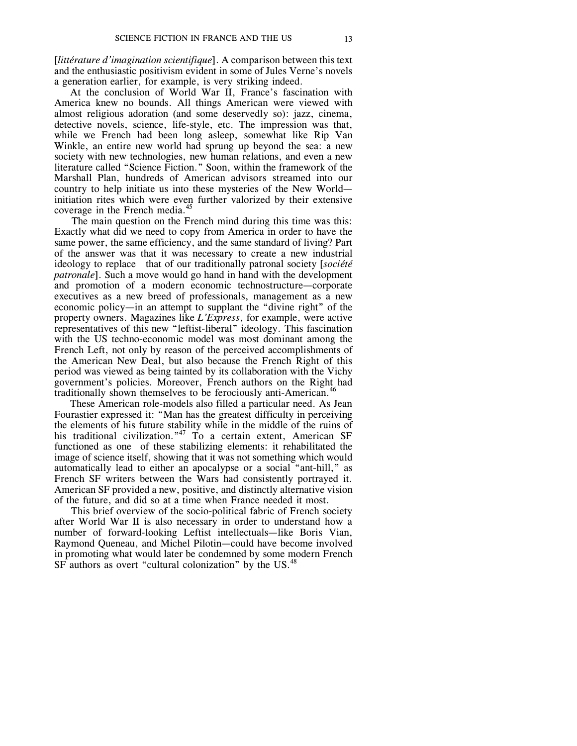[*littérature d'imagination scientifique*]. A comparison between this text and the enthusiastic positivism evident in some of Jules Verne's novels a generation earlier, for example, is very striking indeed.

At the conclusion of World War II, France's fascination with America knew no bounds. All things American were viewed with almost religious adoration (and some deservedly so): jazz, cinema, detective novels, science, life-style, etc. The impression was that, while we French had been long asleep, somewhat like Rip Van Winkle, an entire new world had sprung up beyond the sea: a new society with new technologies, new human relations, and even a new literature called "Science Fiction." Soon, within the framework of the Marshall Plan, hundreds of American advisors streamed into our country to help initiate us into these mysteries of the New World—initiation rites which were even further valorized by their extensive coverage in the French media.[45]

The main question on the French mind during this time was this: Exactly what did we need to copy from America in order to have the same power, the same efficiency, and the same standard of living? Part of the answer was that it was necessary to create a new industrial ideology to replace that of our traditionally patronal society [*société patronale*]. Such a move would go hand in hand with the development and promotion of a modern economic technostructure—corporate executives as a new breed of professionals, management as a new economic policy—in an attempt to supplant the "divine right" of the property owners. Magazines like *L'Express*, for example, were active representatives of this new "leftist-liberal" ideology. This fascination with the US techno-economic model was most dominant among the French Left, not only by reason of the perceived accomplishments of the American New Deal, but also because the French Right of this period was viewed as being tainted by its collaboration with the Vichy government's policies. Moreover, French authors on the Right had traditionally shown themselves to be ferociously anti-American.[46]

These American role-models also filled a particular need. As Jean Fourastier expressed it: "Man has the greatest difficulty in perceiving the elements of his future stability while in the middle of the ruins of his traditional civilization."[47] To a certain extent, American SF functioned as one of these stabilizing elements: it rehabilitated the image of science itself, showing that it was not something which would automatically lead to either an apocalypse or a social "ant-hill," as French SF writers between the Wars had consistently portrayed it. American SF provided a new, positive, and distinctly alternative vision of the future, and did so at a time when France needed it most.

This brief overview of the socio-political fabric of French society after World War II is also necessary in order to understand how a number of forward-looking Leftist intellectuals—like Boris Vian, Raymond Queneau, and Michel Pilotin—could have become involved in promoting what would later be condemned by some modern French SF authors as overt "cultural colonization" by the US.[48]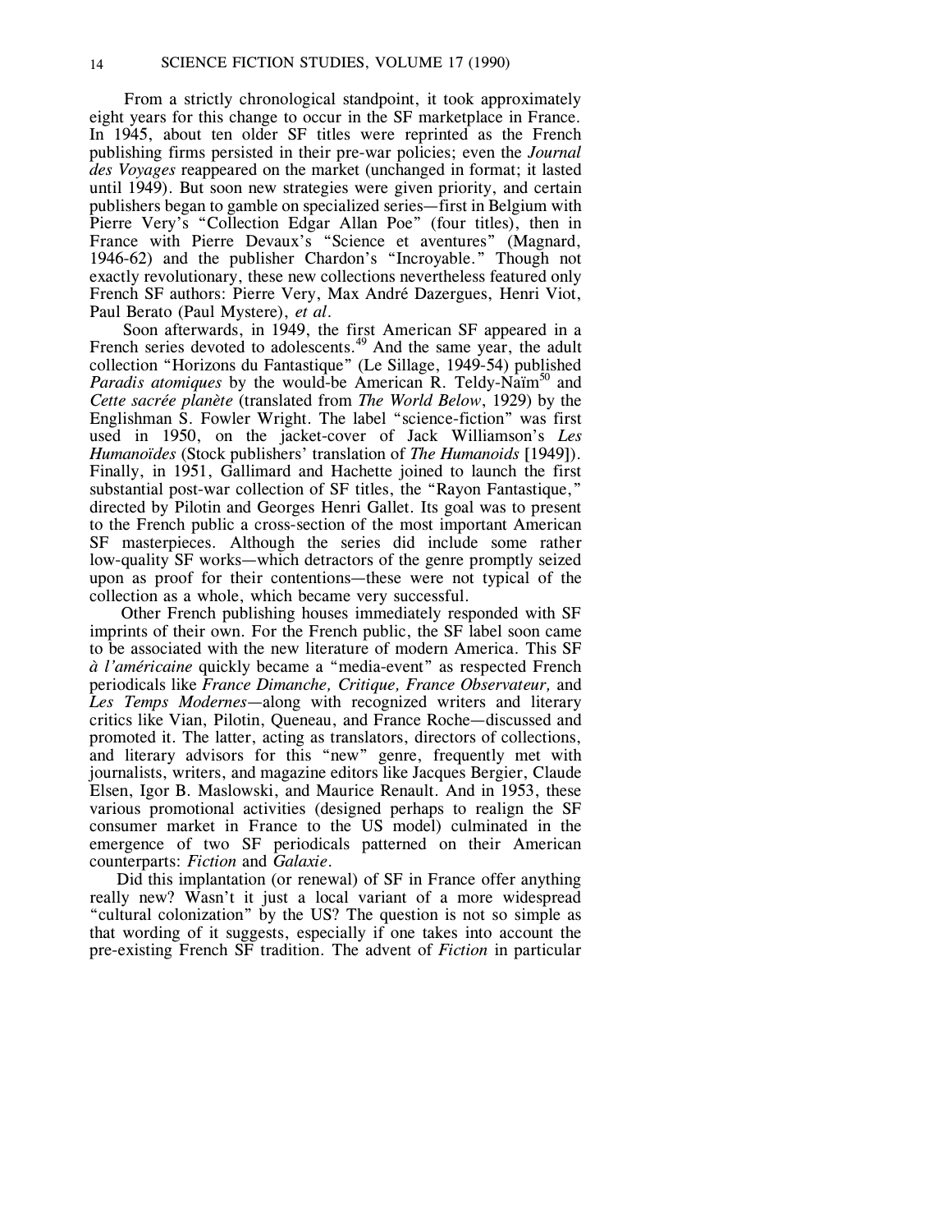From a strictly chronological standpoint, it took approximately eight years for this change to occur in the SF marketplace in France. In 1945, about ten older SF titles were reprinted as the French publishing firms persisted in their pre-war policies; even the *Journal des Voyages* reappeared on the market (unchanged in format; it lasted until 1949). But soon new strategies were given priority, and certain publishers began to gamble on specialized series—first in Belgium with Pierre Very's "Collection Edgar Allan Poe" (four titles), then in France with Pierre Devaux's "Science et aventures" (Magnard, 1946-62) and the publisher Chardon's "Incroyable." Though not exactly revolutionary, these new collections nevertheless featured only French SF authors: Pierre Very, Max André Dazergues, Henri Viot, Paul Berato (Paul Mystere), *et al*.

Soon afterwards, in 1949, the first American SF appeared in a French series devoted to adolescents.[49] And the same year, the adult collection "Horizons du Fantastique" (Le Sillage, 1949-54) published *Paradis atomiques* by the would-be American R. Teldy-Naïm[50] and *Cette sacrée planète* (translated from *The World Below*, 1929) by the Englishman S. Fowler Wright. The label "science-fiction" was first used in 1950, on the jacket-cover of Jack Williamson's *Les Humanoïdes* (Stock publishers' translation of *The Humanoids* [1949]). Finally, in 1951, Gallimard and Hachette joined to launch the first substantial post-war collection of SF titles, the "Rayon Fantastique," directed by Pilotin and Georges Henri Gallet. Its goal was to present to the French public a cross-section of the most important American SF masterpieces. Although the series did include some rather low-quality SF works—which detractors of the genre promptly seized upon as proof for their contentions—these were not typical of the collection as a whole, which became very successful.

Other French publishing houses immediately responded with SF imprints of their own. For the French public, the SF label soon came to be associated with the new literature of modern America. This SF *à l'américaine* quickly became a "media-event" as respected French periodicals like *France Dimanche, Critique, France Observateur,* and *Les Temps Modernes*—along with recognized writers and literary critics like Vian, Pilotin, Queneau, and France Roche—discussed and promoted it. The latter, acting as translators, directors of collections, and literary advisors for this "new" genre, frequently met with journalists, writers, and magazine editors like Jacques Bergier, Claude Elsen, Igor B. Maslowski, and Maurice Renault. And in 1953, these various promotional activities (designed perhaps to realign the SF consumer market in France to the US model) culminated in the emergence of two SF periodicals patterned on their American counterparts: *Fiction* and *Galaxie*.

Did this implantation (or renewal) of SF in France offer anything really new? Wasn't it just a local variant of a more widespread "cultural colonization" by the US? The question is not so simple as that wording of it suggests, especially if one takes into account the pre-existing French SF tradition. The advent of *Fiction* in particular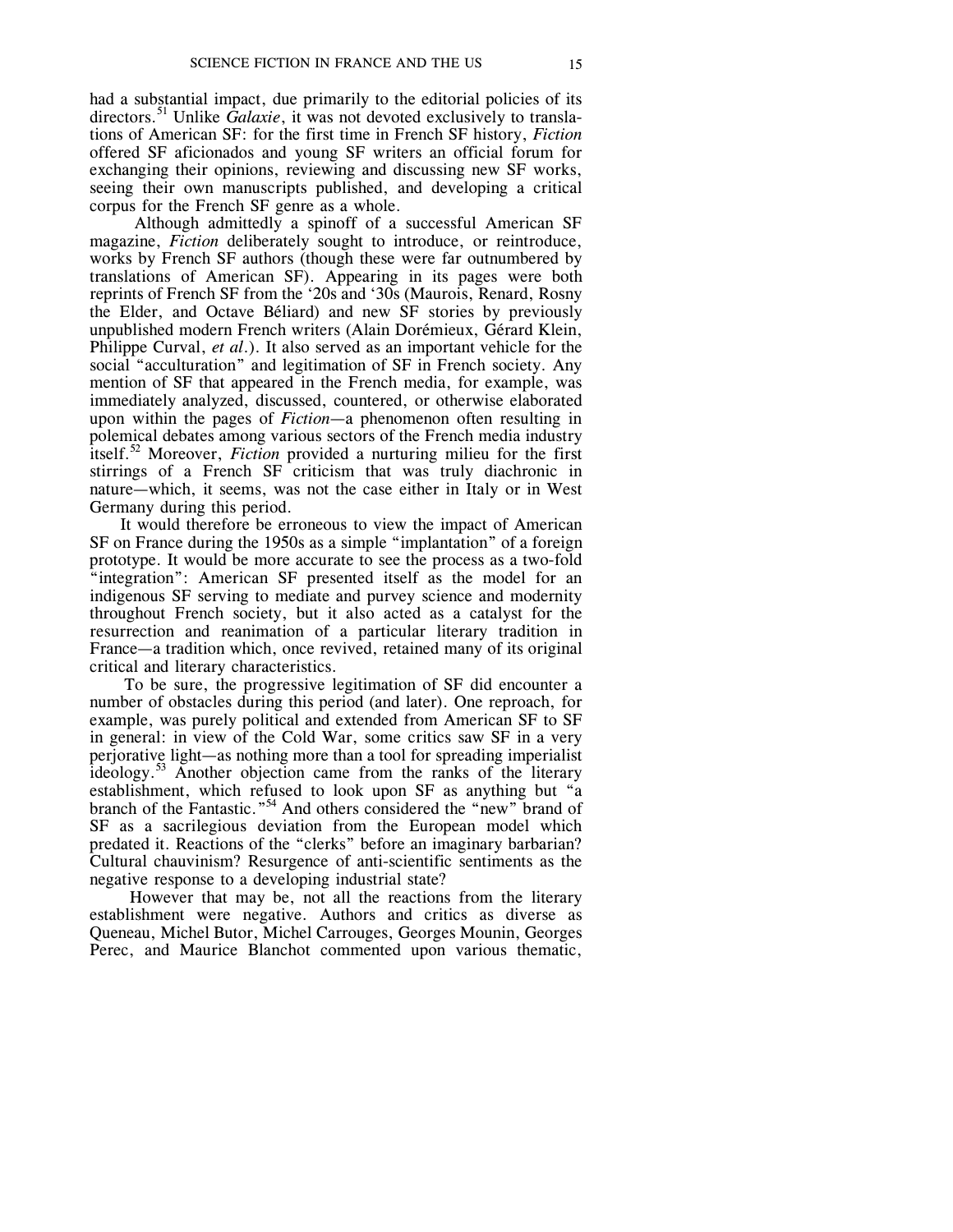had a substantial impact, due primarily to the editorial policies of its directors.[51] Unlike *Galaxie*, it was not devoted exclusively to translations of American SF: for the first time in French SF history, *Fiction* offered SF aficionados and young SF writers an official forum for exchanging their opinions, reviewing and discussing new SF works, seeing their own manuscripts published, and developing a critical corpus for the French SF genre as a whole.

Although admittedly a spinoff of a successful American SF magazine, *Fiction* deliberately sought to introduce, or reintroduce, works by French SF authors (though these were far outnumbered by translations of American SF). Appearing in its pages were both reprints of French SF from the '20s and '30s (Maurois, Renard, Rosny the Elder, and Octave Béliard) and new SF stories by previously unpublished modern French writers (Alain Dorémieux, Gérard Klein, Philippe Curval, *et al.*). It also served as an important vehicle for the social "acculturation" and legitimation of SF in French society. Any mention of SF that appeared in the French media, for example, was immediately analyzed, discussed, countered, or otherwise elaborated upon within the pages of *Fiction*—a phenomenon often resulting in polemical debates among various sectors of the French media industry itself.[52] Moreover, *Fiction* provided a nurturing milieu for the first stirrings of a French SF criticism that was truly diachronic in nature—which, it seems, was not the case either in Italy or in West Germany during this period.

It would therefore be erroneous to view the impact of American SF on France during the 1950s as a simple "implantation" of a foreign prototype. It would be more accurate to see the process as a two-fold "integration": American SF presented itself as the model for an indigenous SF serving to mediate and purvey science and modernity throughout French society, but it also acted as a catalyst for the resurrection and reanimation of a particular literary tradition in France—a tradition which, once revived, retained many of its original critical and literary characteristics.

To be sure, the progressive legitimation of SF did encounter a number of obstacles during this period (and later). One reproach, for example, was purely political and extended from American SF to SF in general: in view of the Cold War, some critics saw SF in a very perjorative light—as nothing more than a tool for spreading imperialist ideology.[53] Another objection came from the ranks of the literary establishment, which refused to look upon SF as anything but "a branch of the Fantastic."[54] And others considered the "new" brand of SF as a sacrilegious deviation from the European model which predated it. Reactions of the "clerks" before an imaginary barbarian? Cultural chauvinism? Resurgence of anti-scientific sentiments as the negative response to a developing industrial state?

However that may be, not all the reactions from the literary establishment were negative. Authors and critics as diverse as Queneau, Michel Butor, Michel Carrouges, Georges Mounin, Georges Perec, and Maurice Blanchot commented upon various thematic,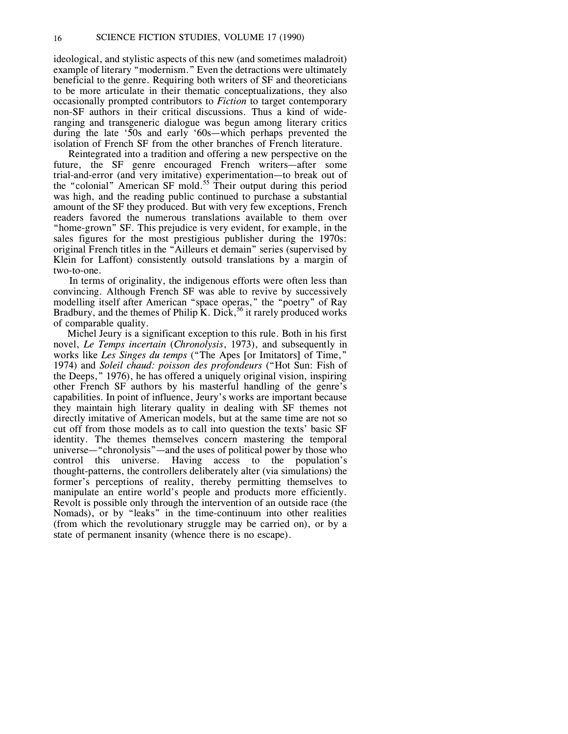ideological, and stylistic aspects of this new (and sometimes maladroit) example of literary "modernism." Even the detractions were ultimately beneficial to the genre. Requiring both writers of SF and theoreticians to be more articulate in their thematic conceptualizations, they also occasionally prompted contributors to *Fiction* to target contemporary non-SF authors in their critical discussions. Thus a kind of wide-ranging and transgeneric dialogue was begun among literary critics during the late '50s and early '60s—which perhaps prevented the isolation of French SF from the other branches of French literature.

Reintegrated into a tradition and offering a new perspective on the future, the SF genre encouraged French writers—after some trial-and-error (and very imitative) experimentation—to break out of the "colonial" American SF mold.[55] Their output during this period was high, and the reading public continued to purchase a substantial amount of the SF they produced. But with very few exceptions, French readers favored the numerous translations available to them over "home-grown" SF. This prejudice is very evident, for example, in the sales figures for the most prestigious publisher during the 1970s: original French titles in the "Ailleurs et demain" series (supervised by Klein for Laffont) consistently outsold translations by a margin of two-to-one.

In terms of originality, the indigenous efforts were often less than convincing. Although French SF was able to revive by successively modelling itself after American "space operas," the "poetry" of Ray Bradbury, and the themes of Philip K. Dick,[56] it rarely produced works of comparable quality.

Michel Jeury is a significant exception to this rule. Both in his first novel, *Le Temps incertain* (*Chronolysis*, 1973), and subsequently in works like *Les Singes du temps* ("The Apes [or Imitators] of Time," 1974) and *Soleil chaud: poisson des profondeurs* ("Hot Sun: Fish of the Deeps," 1976), he has offered a uniquely original vision, inspiring other French SF authors by his masterful handling of the genre's capabilities. In point of influence, Jeury's works are important because they maintain high literary quality in dealing with SF themes not directly imitative of American models, but at the same time are not so cut off from those models as to call into question the texts' basic SF identity. The themes themselves concern mastering the temporal universe—"chronolysis"—and the uses of political power by those who control this universe. Having access to the population's thought-patterns, the controllers deliberately alter (via simulations) the former's perceptions of reality, thereby permitting themselves to manipulate an entire world's people and products more efficiently. Revolt is possible only through the intervention of an outside race (the Nomads), or by "leaks" in the time-continuum into other realities (from which the revolutionary struggle may be carried on), or by a state of permanent insanity (whence there is no escape).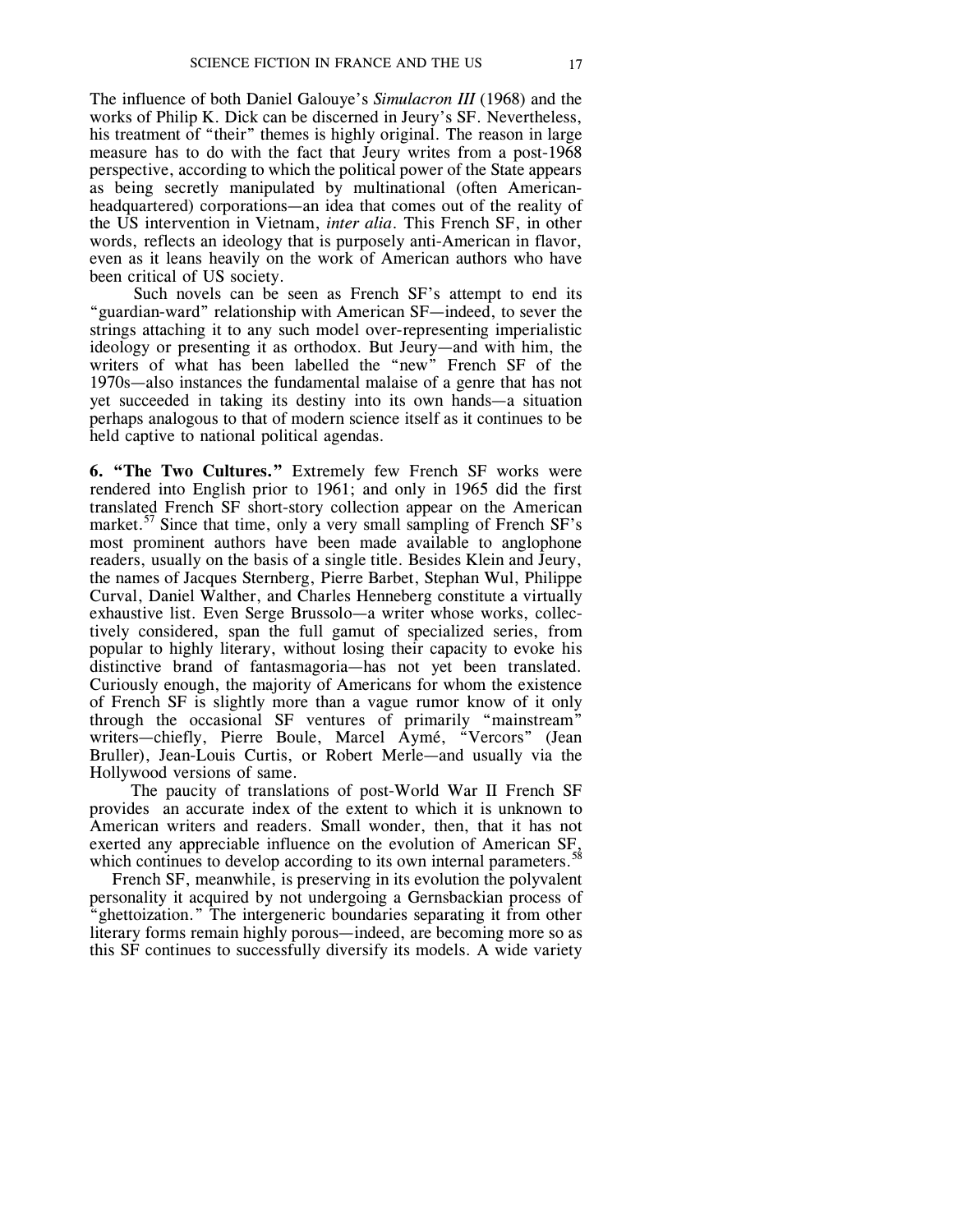The influence of both Daniel Galouye's *Simulacron III* (1968) and the works of Philip K. Dick can be discerned in Jeury's SF. Nevertheless, his treatment of "their" themes is highly original. The reason in large measure has to do with the fact that Jeury writes from a post-1968 perspective, according to which the political power of the State appears as being secretly manipulated by multinational (often American-headquartered) corporations—an idea that comes out of the reality of the US intervention in Vietnam, *inter alia*. This French SF, in other words, reflects an ideology that is purposely anti-American in flavor, even as it leans heavily on the work of American authors who have been critical of US society.

Such novels can be seen as French SF's attempt to end its "guardian-ward" relationship with American SF—indeed, to sever the strings attaching it to any such model over-representing imperialistic ideology or presenting it as orthodox. But Jeury—and with him, the writers of what has been labelled the "new" French SF of the 1970s—also instances the fundamental malaise of a genre that has not yet succeeded in taking its destiny into its own hands—a situation perhaps analogous to that of modern science itself as it continues to be held captive to national political agendas.

**6. "The Two Cultures."** Extremely few French SF works were rendered into English prior to 1961; and only in 1965 did the first translated French SF short-story collection appear on the American market.[57] Since that time, only a very small sampling of French SF's most prominent authors have been made available to anglophone readers, usually on the basis of a single title. Besides Klein and Jeury, the names of Jacques Sternberg, Pierre Barbet, Stephan Wul, Philippe Curval, Daniel Walther, and Charles Henneberg constitute a virtually exhaustive list. Even Serge Brussolo—a writer whose works, collectively considered, span the full gamut of specialized series, from popular to highly literary, without losing their capacity to evoke his distinctive brand of fantasmagoria—has not yet been translated. Curiously enough, the majority of Americans for whom the existence of French SF is slightly more than a vague rumor know of it only through the occasional SF ventures of primarily "mainstream" writers—chiefly, Pierre Boule, Marcel Aymé, "Vercors" (Jean Bruller), Jean-Louis Curtis, or Robert Merle—and usually via the Hollywood versions of same.

The paucity of translations of post-World War II French SF provides an accurate index of the extent to which it is unknown to American writers and readers. Small wonder, then, that it has not exerted any appreciable influence on the evolution of American SF, which continues to develop according to its own internal parameters.[58]

French SF, meanwhile, is preserving in its evolution the polyvalent personality it acquired by not undergoing a Gernsbackian process of "ghettoization." The intergeneric boundaries separating it from other literary forms remain highly porous—indeed, are becoming more so as this SF continues to successfully diversify its models. A wide variety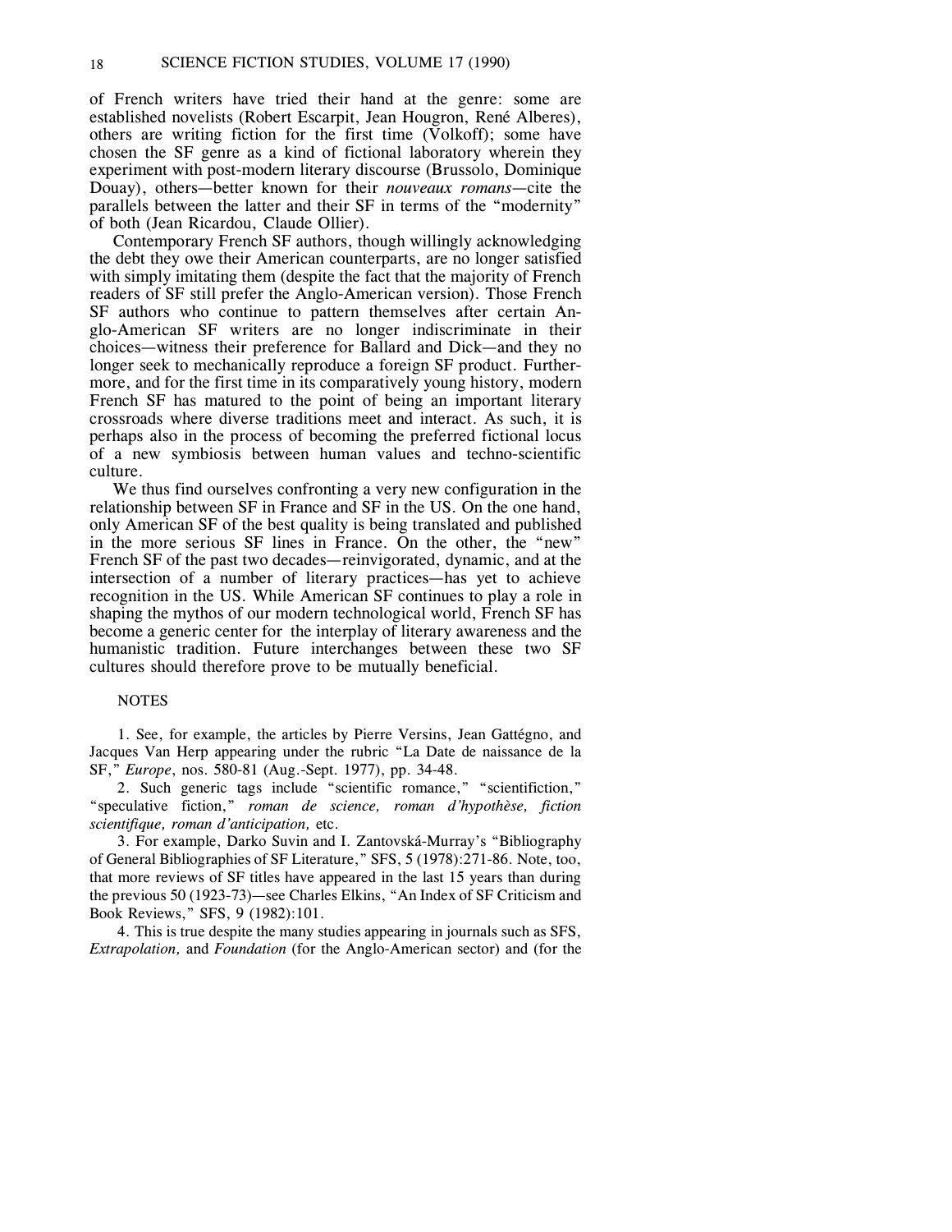of French writers have tried their hand at the genre: some are established novelists (Robert Escarpit, Jean Hougron, René Alberes), others are writing fiction for the first time (Volkoff); some have chosen the SF genre as a kind of fictional laboratory wherein they experiment with post-modern literary discourse (Brussolo, Dominique Douay), others—better known for their *nouveaux romans*—cite the parallels between the latter and their SF in terms of the "modernity" of both (Jean Ricardou, Claude Ollier).

Contemporary French SF authors, though willingly acknowledging the debt they owe their American counterparts, are no longer satisfied with simply imitating them (despite the fact that the majority of French readers of SF still prefer the Anglo-American version). Those French SF authors who continue to pattern themselves after certain Anglo-American SF writers are no longer indiscriminate in their choices—witness their preference for Ballard and Dick—and they no longer seek to mechanically reproduce a foreign SF product. Furthermore, and for the first time in its comparatively young history, modern French SF has matured to the point of being an important literary crossroads where diverse traditions meet and interact. As such, it is perhaps also in the process of becoming the preferred fictional locus of a new symbiosis between human values and techno-scientific culture.

We thus find ourselves confronting a very new configuration in the relationship between SF in France and SF in the US. On the one hand, only American SF of the best quality is being translated and published in the more serious SF lines in France. On the other, the "new" French SF of the past two decades—reinvigorated, dynamic, and at the intersection of a number of literary practices—has yet to achieve recognition in the US. While American SF continues to play a role in shaping the mythos of our modern technological world, French SF has become a generic center for the interplay of literary awareness and the humanistic tradition. Future interchanges between these two SF cultures should therefore prove to be mutually beneficial.

## NOTES

1. See, for example, the articles by Pierre Versins, Jean Gattégno, and Jacques Van Herp appearing under the rubric "La Date de naissance de la SF," *Europe*, nos. 580-81 (Aug.-Sept. 1977), pp. 34-48.

2. Such generic tags include "scientific romance," "scientifiction," "speculative fiction," *roman de science, roman d'hypothèse, fiction scientifique, roman d'anticipation,* etc.

3. For example, Darko Suvin and I. Zantovská-Murray's "Bibliography of General Bibliographies of SF Literature," SFS, 5 (1978):271-86. Note, too, that more reviews of SF titles have appeared in the last 15 years than during the previous 50 (1923-73)—see Charles Elkins, "An Index of SF Criticism and Book Reviews," SFS, 9 (1982):101.

4. This is true despite the many studies appearing in journals such as SFS, *Extrapolation,* and *Foundation* (for the Anglo-American sector) and (for the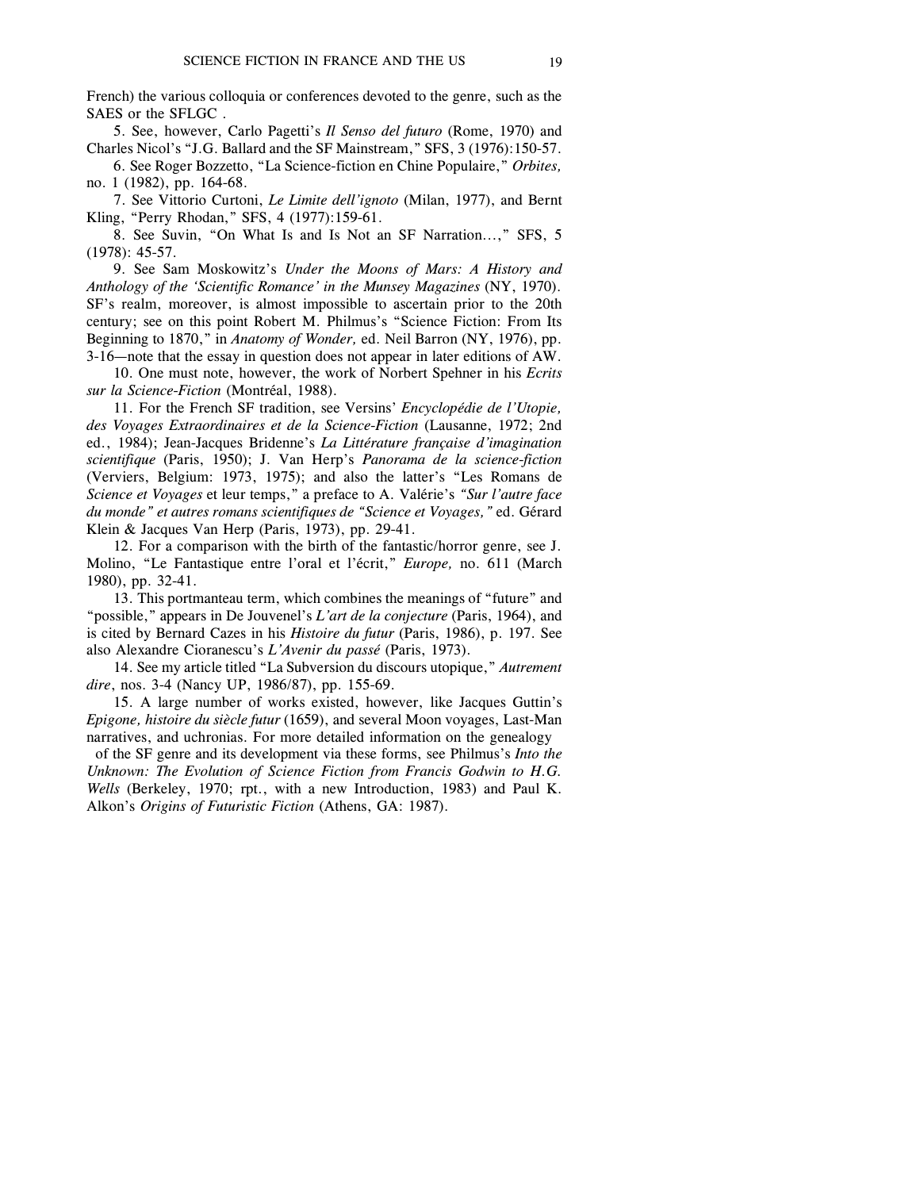French) the various colloquia or conferences devoted to the genre, such as the SAES or the SFLGC .

5. See, however, Carlo Pagetti's *Il Senso del futuro* (Rome, 1970) and Charles Nicol's "J.G. Ballard and the SF Mainstream," SFS, 3 (1976):150-57.

6. See Roger Bozzetto, "La Science-fiction en Chine Populaire," *Orbites,* no. 1 (1982), pp. 164-68.

7. See Vittorio Curtoni, *Le Limite dell'ignoto* (Milan, 1977), and Bernt Kling, "Perry Rhodan," SFS, 4 (1977):159-61.

8. See Suvin, "On What Is and Is Not an SF Narration...," SFS, 5 (1978): 45-57.

9. See Sam Moskowitz's *Under the Moons of Mars: A History and Anthology of the 'Scientific Romance' in the Munsey Magazines* (NY, 1970). SF's realm, moreover, is almost impossible to ascertain prior to the 20th century; see on this point Robert M. Philmus's "Science Fiction: From Its Beginning to 1870," in *Anatomy of Wonder,* ed. Neil Barron (NY, 1976), pp. 3-16—note that the essay in question does not appear in later editions of AW.

10. One must note, however, the work of Norbert Spehner in his *Ecrits sur la Science-Fiction* (Montréal, 1988).

11. For the French SF tradition, see Versins' *Encyclopédie de l'Utopie, des Voyages Extraordinaires et de la Science-Fiction* (Lausanne, 1972; 2nd ed., 1984); Jean-Jacques Bridenne's *La Littérature française d'imagination scientifique* (Paris, 1950); J. Van Herp's *Panorama de la science-fiction* (Verviers, Belgium: 1973, 1975); and also the latter's "Les Romans de *Science et Voyages* et leur temps," a preface to A. Valérie's *"Sur l'autre face du monde" et autres romans scientifiques de "Science et Voyages,"* ed. Gérard Klein & Jacques Van Herp (Paris, 1973), pp. 29-41.

12. For a comparison with the birth of the fantastic/horror genre, see J. Molino, "Le Fantastique entre l'oral et l'écrit," *Europe,* no. 611 (March 1980), pp. 32-41.

13. This portmanteau term, which combines the meanings of "future" and "possible," appears in De Jouvenel's *L'art de la conjecture* (Paris, 1964), and is cited by Bernard Cazes in his *Histoire du futur* (Paris, 1986), p. 197. See also Alexandre Cioranescu's *L'Avenir du passé* (Paris, 1973).

14. See my article titled "La Subversion du discours utopique," *Autrement dire*, nos. 3-4 (Nancy UP, 1986/87), pp. 155-69.

15. A large number of works existed, however, like Jacques Guttin's *Epigone, histoire du siècle futur* (1659), and several Moon voyages, Last-Man narratives, and uchronias. For more detailed information on the genealogy of the SF genre and its development via these forms, see Philmus's *Into the Unknown: The Evolution of Science Fiction from Francis Godwin to H.G. Wells* (Berkeley, 1970; rpt., with a new Introduction, 1983) and Paul K. Alkon's *Origins of Futuristic Fiction* (Athens, GA: 1987).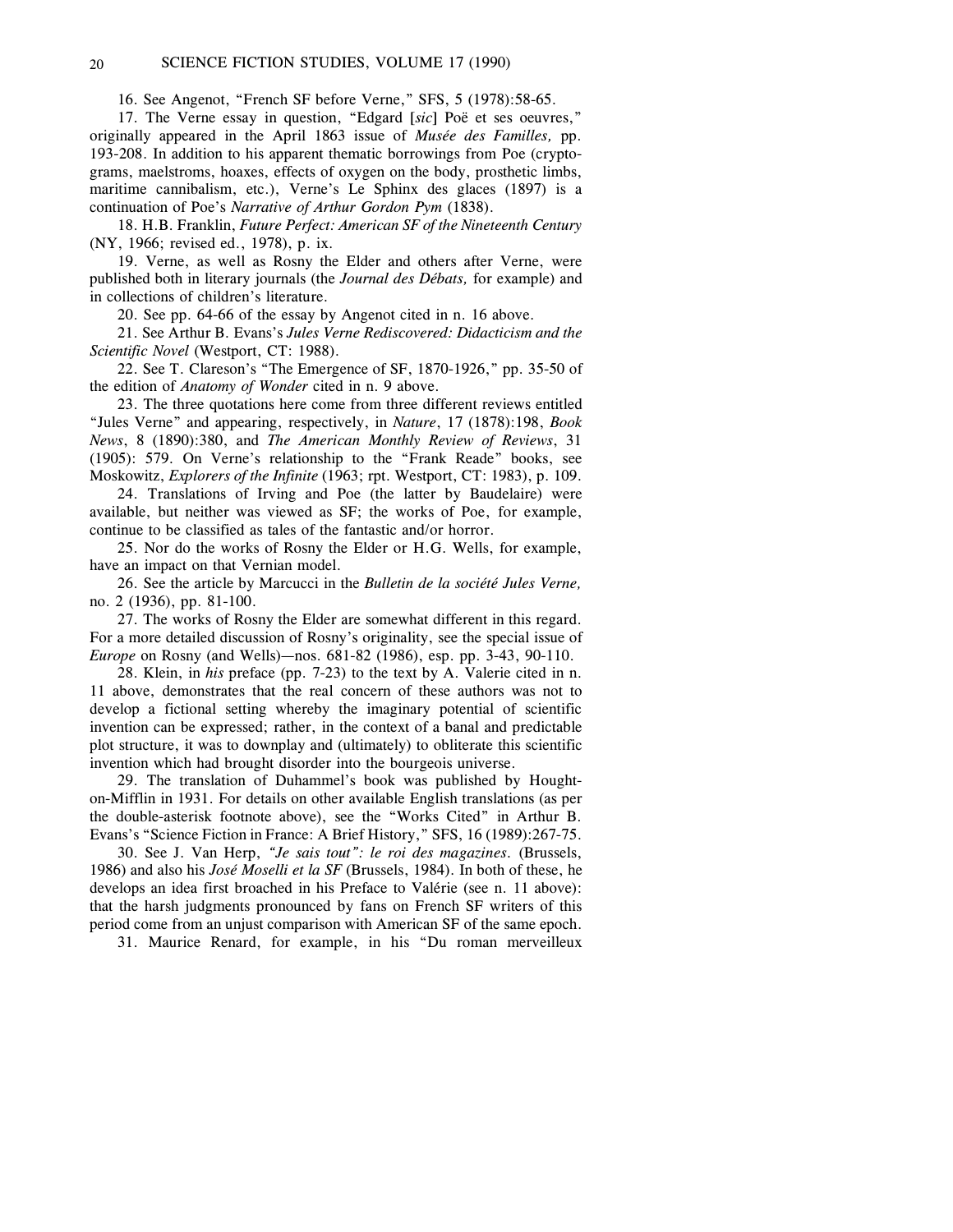16. See Angenot, "French SF before Verne," SFS, 5 (1978):58-65.

17. The Verne essay in question, "Edgard [*sic*] Poë et ses oeuvres," originally appeared in the April 1863 issue of *Musée des Familles,* pp. 193-208. In addition to his apparent thematic borrowings from Poe (cryptograms, maelstroms, hoaxes, effects of oxygen on the body, prosthetic limbs, maritime cannibalism, etc.), Verne's Le Sphinx des glaces (1897) is a continuation of Poe's *Narrative of Arthur Gordon Pym* (1838).

18. H.B. Franklin, *Future Perfect: American SF of the Nineteenth Century* (NY, 1966; revised ed., 1978), p. ix.

19. Verne, as well as Rosny the Elder and others after Verne, were published both in literary journals (the *Journal des Débats,* for example) and in collections of children's literature.

20. See pp. 64-66 of the essay by Angenot cited in n. 16 above.

21. See Arthur B. Evans's *Jules Verne Rediscovered: Didacticism and the Scientific Novel* (Westport, CT: 1988).

22. See T. Clareson's "The Emergence of SF, 1870-1926," pp. 35-50 of the edition of *Anatomy of Wonder* cited in n. 9 above.

23. The three quotations here come from three different reviews entitled "Jules Verne" and appearing, respectively, in *Nature*, 17 (1878):198, *Book News*, 8 (1890):380, and *The American Monthly Review of Reviews*, 31 (1905): 579. On Verne's relationship to the "Frank Reade" books, see Moskowitz, *Explorers of the Infinite* (1963; rpt. Westport, CT: 1983), p. 109.

24. Translations of Irving and Poe (the latter by Baudelaire) were available, but neither was viewed as SF; the works of Poe, for example, continue to be classified as tales of the fantastic and/or horror.

25. Nor do the works of Rosny the Elder or H.G. Wells, for example, have an impact on that Vernian model.

26. See the article by Marcucci in the *Bulletin de la société Jules Verne,* no. 2 (1936), pp. 81-100.

27. The works of Rosny the Elder are somewhat different in this regard. For a more detailed discussion of Rosny's originality, see the special issue of *Europe* on Rosny (and Wells)—nos. 681-82 (1986), esp. pp. 3-43, 90-110.

28. Klein, in *his* preface (pp. 7-23) to the text by A. Valerie cited in n. 11 above, demonstrates that the real concern of these authors was not to develop a fictional setting whereby the imaginary potential of scientific invention can be expressed; rather, in the context of a banal and predictable plot structure, it was to downplay and (ultimately) to obliterate this scientific invention which had brought disorder into the bourgeois universe.

29. The translation of Duhammel's book was published by Houghton-Mifflin in 1931. For details on other available English translations (as per the double-asterisk footnote above), see the "Works Cited" in Arthur B. Evans's "Science Fiction in France: A Brief History," SFS, 16 (1989):267-75.

30. See J. Van Herp, *"Je sais tout": le roi des magazines*. (Brussels, 1986) and also his *José Moselli et la SF* (Brussels, 1984). In both of these, he develops an idea first broached in his Preface to Valérie (see n. 11 above): that the harsh judgments pronounced by fans on French SF writers of this period come from an unjust comparison with American SF of the same epoch.

31. Maurice Renard, for example, in his "Du roman merveilleux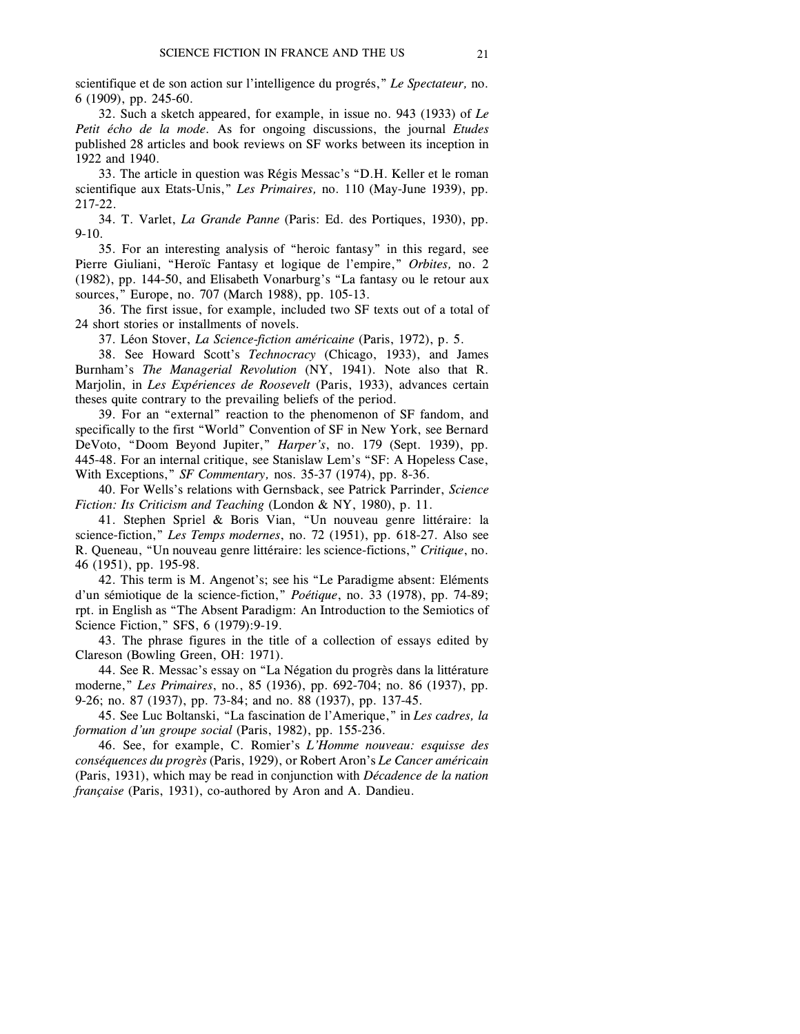scientifique et de son action sur l'intelligence du progrés," *Le Spectateur,* no. 6 (1909), pp. 245-60.

32. Such a sketch appeared, for example, in issue no. 943 (1933) of *Le Petit écho de la mode*. As for ongoing discussions, the journal *Etudes* published 28 articles and book reviews on SF works between its inception in 1922 and 1940.

33. The article in question was Régis Messac's "D.H. Keller et le roman scientifique aux Etats-Unis," *Les Primaires,* no. 110 (May-June 1939), pp. 217-22.

34. T. Varlet, *La Grande Panne* (Paris: Ed. des Portiques, 1930), pp. 9-10.

35. For an interesting analysis of "heroic fantasy" in this regard, see Pierre Giuliani, "Heroïc Fantasy et logique de l'empire," *Orbites,* no. 2 (1982), pp. 144-50, and Elisabeth Vonarburg's "La fantasy ou le retour aux sources," Europe, no. 707 (March 1988), pp. 105-13.

36. The first issue, for example, included two SF texts out of a total of 24 short stories or installments of novels.

37. Léon Stover, *La Science-fiction américaine* (Paris, 1972), p. 5.

38. See Howard Scott's *Technocracy* (Chicago, 1933), and James Burnham's *The Managerial Revolution* (NY, 1941). Note also that R. Marjolin, in *Les Expériences de Roosevelt* (Paris, 1933), advances certain theses quite contrary to the prevailing beliefs of the period.

39. For an "external" reaction to the phenomenon of SF fandom, and specifically to the first "World" Convention of SF in New York, see Bernard DeVoto, "Doom Beyond Jupiter," *Harper's*, no. 179 (Sept. 1939), pp. 445-48. For an internal critique, see Stanislaw Lem's "SF: A Hopeless Case, With Exceptions," *SF Commentary,* nos. 35-37 (1974), pp. 8-36.

40. For Wells's relations with Gernsback, see Patrick Parrinder, *Science Fiction: Its Criticism and Teaching* (London & NY, 1980), p. 11.

41. Stephen Spriel & Boris Vian, "Un nouveau genre littéraire: la science-fiction," *Les Temps modernes*, no. 72 (1951), pp. 618-27. Also see R. Queneau, "Un nouveau genre littéraire: les science-fictions," *Critique*, no. 46 (1951), pp. 195-98.

42. This term is M. Angenot's; see his "Le Paradigme absent: Eléments d'un sémiotique de la science-fiction," *Poétique*, no. 33 (1978), pp. 74-89; rpt. in English as "The Absent Paradigm: An Introduction to the Semiotics of Science Fiction," SFS, 6 (1979):9-19.

43. The phrase figures in the title of a collection of essays edited by Clareson (Bowling Green, OH: 1971).

44. See R. Messac's essay on "La Négation du progrès dans la littérature moderne," *Les Primaires*, no., 85 (1936), pp. 692-704; no. 86 (1937), pp. 9-26; no. 87 (1937), pp. 73-84; and no. 88 (1937), pp. 137-45.

45. See Luc Boltanski, "La fascination de l'Amerique," in *Les cadres, la formation d'un groupe social* (Paris, 1982), pp. 155-236.

46. See, for example, C. Romier's *L'Homme nouveau: esquisse des conséquences du progrès* (Paris, 1929), or Robert Aron's *Le Cancer américain* (Paris, 1931), which may be read in conjunction with *Décadence de la nation française* (Paris, 1931), co-authored by Aron and A. Dandieu.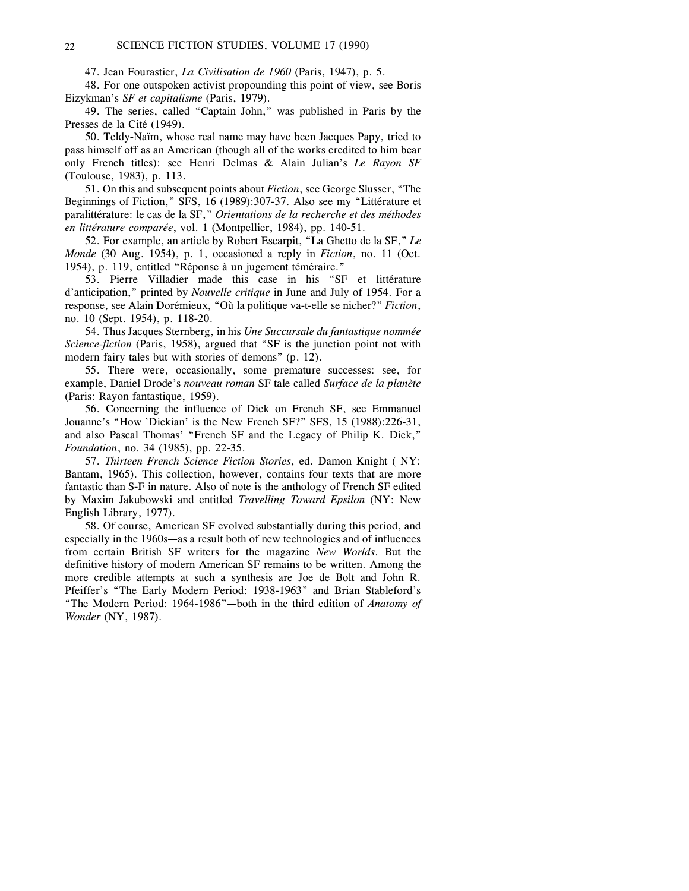47. Jean Fourastier, *La Civilisation de 1960* (Paris, 1947), p. 5.

48. For one outspoken activist propounding this point of view, see Boris Eizykman's *SF et capitalisme* (Paris, 1979).

49. The series, called "Captain John," was published in Paris by the Presses de la Cité (1949).

50. Teldy-Naïm, whose real name may have been Jacques Papy, tried to pass himself off as an American (though all of the works credited to him bear only French titles): see Henri Delmas & Alain Julian's *Le Rayon SF* (Toulouse, 1983), p. 113.

51. On this and subsequent points about *Fiction*, see George Slusser, "The Beginnings of Fiction," SFS, 16 (1989):307-37. Also see my "Littérature et paralittérature: le cas de la SF," *Orientations de la recherche et des méthodes en littérature comparée*, vol. 1 (Montpellier, 1984), pp. 140-51.

52. For example, an article by Robert Escarpit, "La Ghetto de la SF," *Le Monde* (30 Aug. 1954), p. 1, occasioned a reply in *Fiction*, no. 11 (Oct. 1954), p. 119, entitled "Réponse à un jugement téméraire."

53. Pierre Villadier made this case in his "SF et littérature d'anticipation," printed by *Nouvelle critique* in June and July of 1954. For a response, see Alain Dorémieux, "Où la politique va-t-elle se nicher?" *Fiction*, no. 10 (Sept. 1954), p. 118-20.

54. Thus Jacques Sternberg, in his *Une Succursale du fantastique nommée Science-fiction* (Paris, 1958), argued that "SF is the junction point not with modern fairy tales but with stories of demons" (p. 12).

55. There were, occasionally, some premature successes: see, for example, Daniel Drode's *nouveau roman* SF tale called *Surface de la planète* (Paris: Rayon fantastique, 1959).

56. Concerning the influence of Dick on French SF, see Emmanuel Jouanne's "How `Dickian' is the New French SF?" SFS, 15 (1988):226-31, and also Pascal Thomas' "French SF and the Legacy of Philip K. Dick," *Foundation*, no. 34 (1985), pp. 22-35.

57. *Thirteen French Science Fiction Stories*, ed. Damon Knight ( NY: Bantam, 1965). This collection, however, contains four texts that are more fantastic than S-F in nature. Also of note is the anthology of French SF edited by Maxim Jakubowski and entitled *Travelling Toward Epsilon* (NY: New English Library, 1977).

58. Of course, American SF evolved substantially during this period, and especially in the 1960s—as a result both of new technologies and of influences from certain British SF writers for the magazine *New Worlds*. But the definitive history of modern American SF remains to be written. Among the more credible attempts at such a synthesis are Joe de Bolt and John R. Pfeiffer's "The Early Modern Period: 1938-1963" and Brian Stableford's "The Modern Period: 1964-1986"—both in the third edition of *Anatomy of Wonder* (NY, 1987).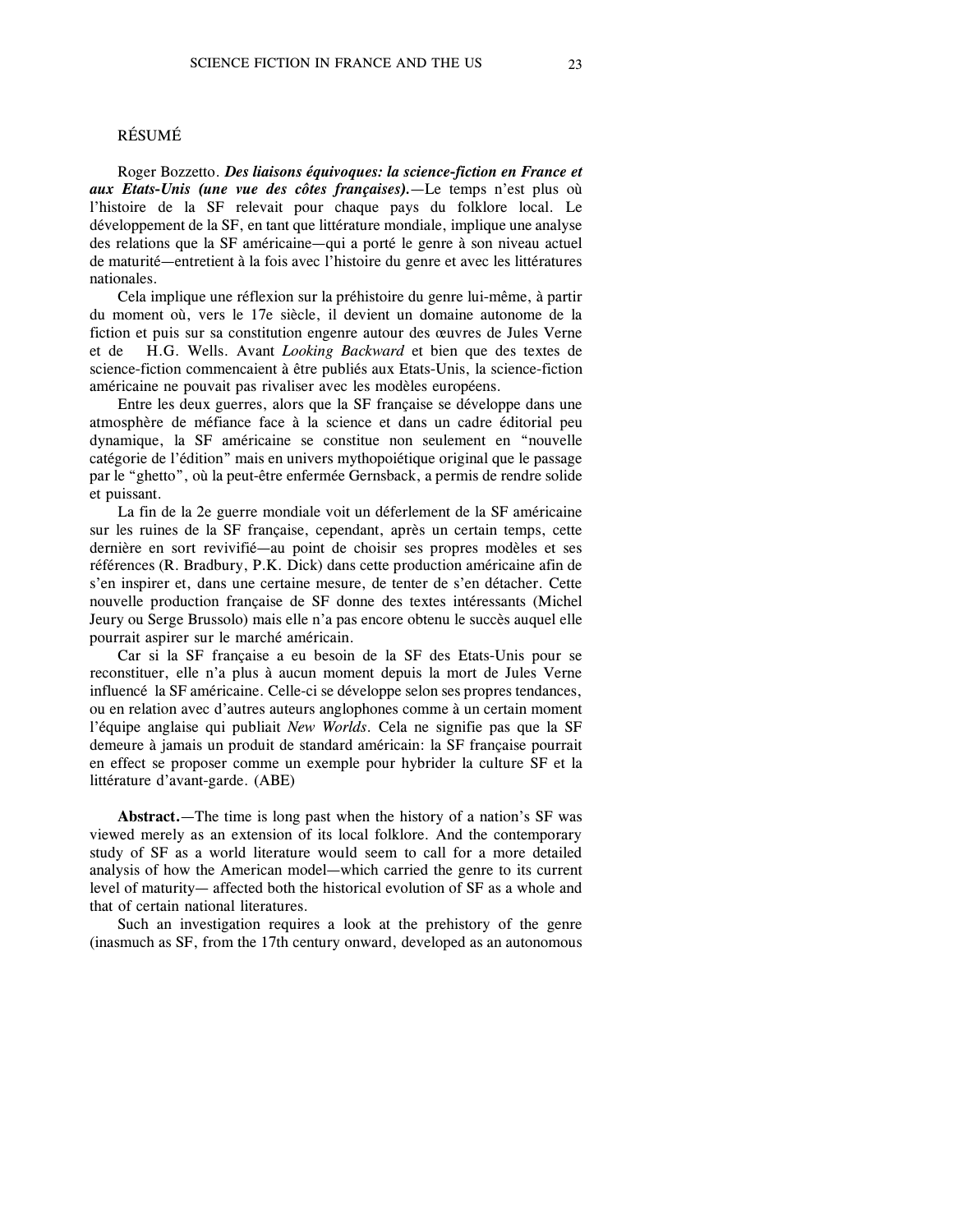## RÉSUMÉ

Roger Bozzetto. ***Des liaisons équivoques: la science-fiction en France et aux Etats-Unis (une vue des côtes françaises).***—Le temps n'est plus où l'histoire de la SF relevait pour chaque pays du folklore local. Le développement de la SF, en tant que littérature mondiale, implique une analyse des relations que la SF américaine—qui a porté le genre à son niveau actuel de maturité—entretient à la fois avec l'histoire du genre et avec les littératures nationales.

Cela implique une réflexion sur la préhistoire du genre lui-même, à partir du moment où, vers le 17e siècle, il devient un domaine autonome de la fiction et puis sur sa constitution engenre autour des œuvres de Jules Verne et de H.G. Wells. Avant *Looking Backward* et bien que des textes de science-fiction commencaient à être publiés aux Etats-Unis, la science-fiction américaine ne pouvait pas rivaliser avec les modèles européens.

Entre les deux guerres, alors que la SF française se développe dans une atmosphère de méfiance face à la science et dans un cadre éditorial peu dynamique, la SF américaine se constitue non seulement en "nouvelle catégorie de l'édition" mais en univers mythopoiétique original que le passage par le "ghetto", où la peut-être enfermée Gernsback, a permis de rendre solide et puissant.

La fin de la 2e guerre mondiale voit un déferlement de la SF américaine sur les ruines de la SF française, cependant, après un certain temps, cette dernière en sort revivifié—au point de choisir ses propres modèles et ses références (R. Bradbury, P.K. Dick) dans cette production américaine afin de s'en inspirer et, dans une certaine mesure, de tenter de s'en détacher. Cette nouvelle production française de SF donne des textes intéressants (Michel Jeury ou Serge Brussolo) mais elle n'a pas encore obtenu le succès auquel elle pourrait aspirer sur le marché américain.

Car si la SF française a eu besoin de la SF des Etats-Unis pour se reconstituer, elle n'a plus à aucun moment depuis la mort de Jules Verne influencé la SF américaine. Celle-ci se développe selon ses propres tendances, ou en relation avec d'autres auteurs anglophones comme à un certain moment l'équipe anglaise qui publiait *New Worlds*. Cela ne signifie pas que la SF demeure à jamais un produit de standard américain: la SF française pourrait en effect se proposer comme un exemple pour hybrider la culture SF et la littérature d'avant-garde. (ABE)

**Abstract.**—The time is long past when the history of a nation's SF was viewed merely as an extension of its local folklore. And the contemporary study of SF as a world literature would seem to call for a more detailed analysis of how the American model—which carried the genre to its current level of maturity— affected both the historical evolution of SF as a whole and that of certain national literatures.

Such an investigation requires a look at the prehistory of the genre (inasmuch as SF, from the 17th century onward, developed as an autonomous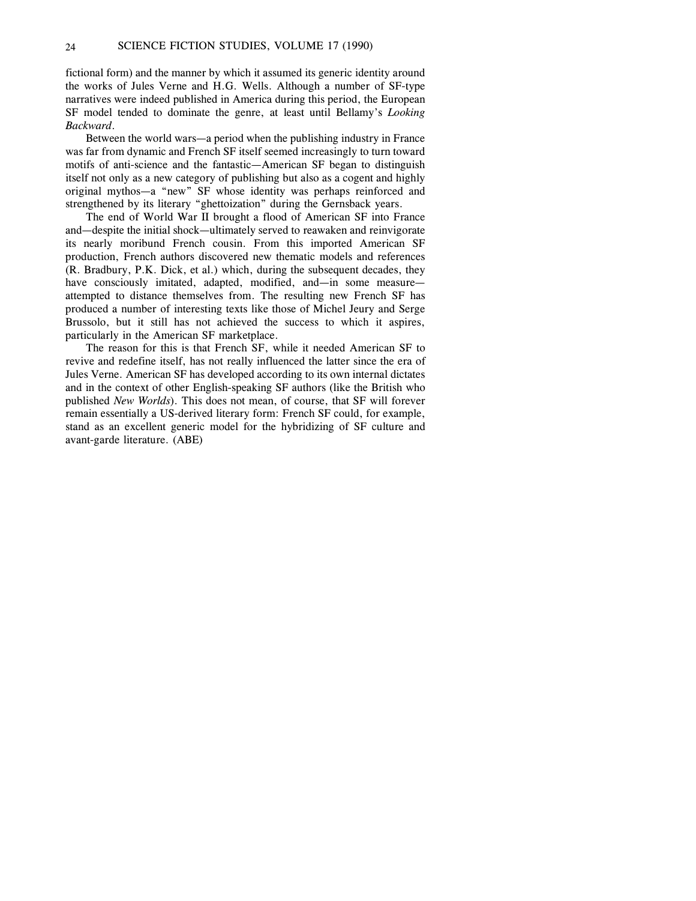fictional form) and the manner by which it assumed its generic identity around the works of Jules Verne and H.G. Wells. Although a number of SF-type narratives were indeed published in America during this period, the European SF model tended to dominate the genre, at least until Bellamy's *Looking Backward*.

Between the world wars—a period when the publishing industry in France was far from dynamic and French SF itself seemed increasingly to turn toward motifs of anti-science and the fantastic—American SF began to distinguish itself not only as a new category of publishing but also as a cogent and highly original mythos—a "new" SF whose identity was perhaps reinforced and strengthened by its literary "ghettoization" during the Gernsback years.

The end of World War II brought a flood of American SF into France and—despite the initial shock—ultimately served to reawaken and reinvigorate its nearly moribund French cousin. From this imported American SF production, French authors discovered new thematic models and references (R. Bradbury, P.K. Dick, et al.) which, during the subsequent decades, they have consciously imitated, adapted, modified, and—in some measure—attempted to distance themselves from. The resulting new French SF has produced a number of interesting texts like those of Michel Jeury and Serge Brussolo, but it still has not achieved the success to which it aspires, particularly in the American SF marketplace.

The reason for this is that French SF, while it needed American SF to revive and redefine itself, has not really influenced the latter since the era of Jules Verne. American SF has developed according to its own internal dictates and in the context of other English-speaking SF authors (like the British who published *New Worlds*). This does not mean, of course, that SF will forever remain essentially a US-derived literary form: French SF could, for example, stand as an excellent generic model for the hybridizing of SF culture and avant-garde literature. (ABE)